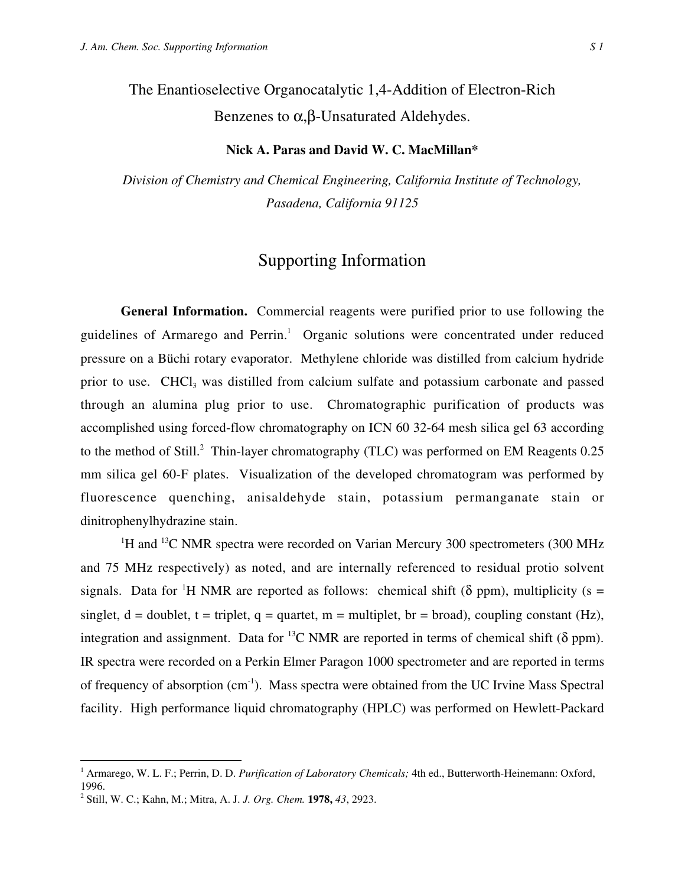# The Enantioselective Organocatalytic 1,4-Addition of Electron-Rich Benzenes to α,β-Unsaturated Aldehydes.

**Nick A. Paras and David W. C. MacMillan***

*Division of Chemistry and Chemical Engineering, California Institute of Technology, Pasadena, California 91125*

## Supporting Information

**General Information.** Commercial reagents were purified prior to use following the guidelines of Armarego and Perrin.[1] Organic solutions were concentrated under reduced pressure on a Büchi rotary evaporator. Methylene chloride was distilled from calcium hydride prior to use. $CHCl_3$ was distilled from calcium sulfate and potassium carbonate and passed through an alumina plug prior to use. Chromatographic purification of products was accomplished using forced-flow chromatography on ICN 60 32-64 mesh silica gel 63 according to the method of Still.[2] Thin-layer chromatography (TLC) was performed on EM Reagents 0.25 mm silica gel 60-F plates. Visualization of the developed chromatogram was performed by fluorescence quenching, anisaldehyde stain, potassium permanganate stain or dinitrophenylhydrazine stain.

$^{1}H$ and $^{13}C$ NMR spectra were recorded on Varian Mercury 300 spectrometers (300 MHz and 75 MHz respectively) as noted, and are internally referenced to residual protio solvent signals. Data for $^{1}H$ NMR are reported as follows: chemical shift (δ ppm), multiplicity (s = singlet, d = doublet, t = triplet, q = quartet, m = multiplet, br = broad), coupling constant (Hz), integration and assignment. Data for $^{13}C$ NMR are reported in terms of chemical shift (δ ppm). IR spectra were recorded on a Perkin Elmer Paragon 1000 spectrometer and are reported in terms of frequency of absorption ($cm^{-1}$). Mass spectra were obtained from the UC Irvine Mass Spectral facility. High performance liquid chromatography (HPLC) was performed on Hewlett-Packard

---

[1] Armarego, W. L. F.; Perrin, D. D. *Purification of Laboratory Chemicals;* 4th ed., Butterworth-Heinemann: Oxford, 1996.

[2] Still, W. C.; Kahn, M.; Mitra, A. J. *J. Org. Chem.* **1978,** *43*, 2923.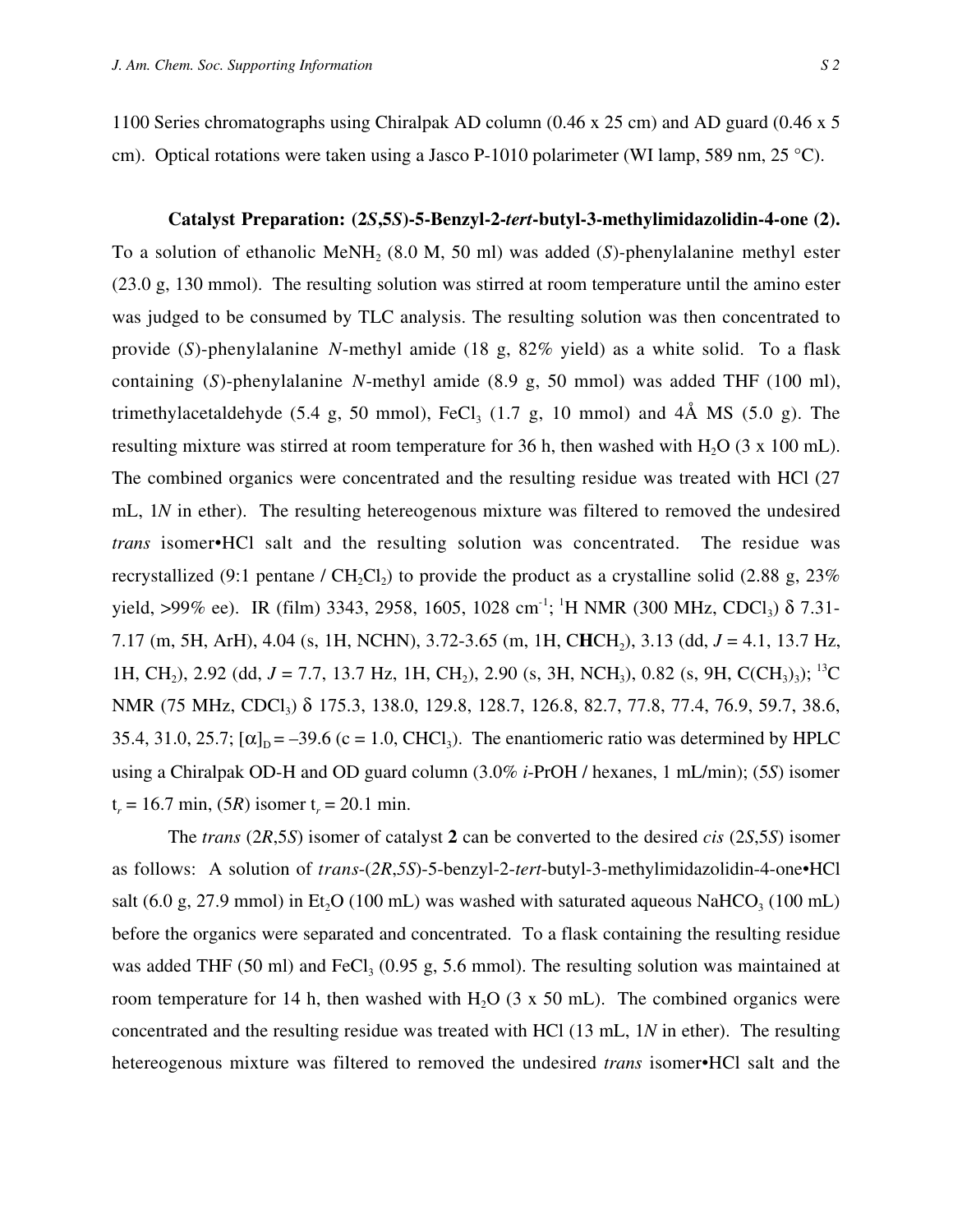1100 Series chromatographs using Chiralpak AD column (0.46 x 25 cm) and AD guard (0.46 x 5 cm). Optical rotations were taken using a Jasco P-1010 polarimeter (WI lamp, 589 nm, 25 °C).

**Catalyst Preparation: (2*S*,5*S*)-5-Benzyl-2-*tert*-butyl-3-methylimidazolidin-4-one (2).** To a solution of ethanolic $MeNH_2$ (8.0 M, 50 ml) was added (*S*)-phenylalanine methyl ester (23.0 g, 130 mmol). The resulting solution was stirred at room temperature until the amino ester was judged to be consumed by TLC analysis. The resulting solution was then concentrated to provide (*S*)-phenylalanine *N*-methyl amide (18 g, 82% yield) as a white solid. To a flask containing (*S*)-phenylalanine *N*-methyl amide (8.9 g, 50 mmol) was added THF (100 ml), trimethylacetaldehyde (5.4 g, 50 mmol), $FeCl_3$ (1.7 g, 10 mmol) and 4Å MS (5.0 g). The resulting mixture was stirred at room temperature for 36 h, then washed with $H_2O$ (3 x 100 mL). The combined organics were concentrated and the resulting residue was treated with HCl (27 mL, 1*N* in ether). The resulting hetereogenous mixture was filtered to removed the undesired *trans* isomer•HCl salt and the resulting solution was concentrated. The residue was recrystallized (9:1 pentane / $CH_2Cl_2$) to provide the product as a crystalline solid (2.88 g, 23% yield, >99% ee). IR (film) 3343, 2958, 1605, 1028 $cm^{-1}$; $^1H$ NMR (300 MHz, $CDCl_3$) δ 7.31-7.17 (m, 5H, ArH), 4.04 (s, 1H, NCHN), 3.72-3.65 (m, 1H, C**H**$CH_2$), 3.13 (dd, *J* = 4.1, 13.7 Hz, 1H, $CH_2$), 2.92 (dd, *J* = 7.7, 13.7 Hz, 1H, $CH_2$), 2.90 (s, 3H, $NCH_3$), 0.82 (s, 9H, $C(CH_3)_3$); $^{13}C$ NMR (75 MHz, $CDCl_3$) δ 175.3, 138.0, 129.8, 128.7, 126.8, 82.7, 77.8, 77.4, 76.9, 59.7, 38.6, 35.4, 31.0, 25.7; $[\alpha]_D = -39.6$ (c = 1.0, $CHCl_3$). The enantiomeric ratio was determined by HPLC using a Chiralpak OD-H and OD guard column (3.0% *i*-PrOH / hexanes, 1 mL/min); (5*S*) isomer $t_r$ = 16.7 min, (5*R*) isomer $t_r$ = 20.1 min.

The *trans* (2*R*,5*S*) isomer of catalyst **2** can be converted to the desired *cis* (2*S*,5*S*) isomer as follows: A solution of *trans*-(2*R*,5*S*)-5-benzyl-2-*tert*-butyl-3-methylimidazolidin-4-one•HCl salt (6.0 g, 27.9 mmol) in $Et_2O$ (100 mL) was washed with saturated aqueous $NaHCO_3$ (100 mL) before the organics were separated and concentrated. To a flask containing the resulting residue was added THF (50 ml) and $FeCl_3$ (0.95 g, 5.6 mmol). The resulting solution was maintained at room temperature for 14 h, then washed with $H_2O$ (3 x 50 mL). The combined organics were concentrated and the resulting residue was treated with HCl (13 mL, 1*N* in ether). The resulting hetereogenous mixture was filtered to removed the undesired *trans* isomer•HCl salt and the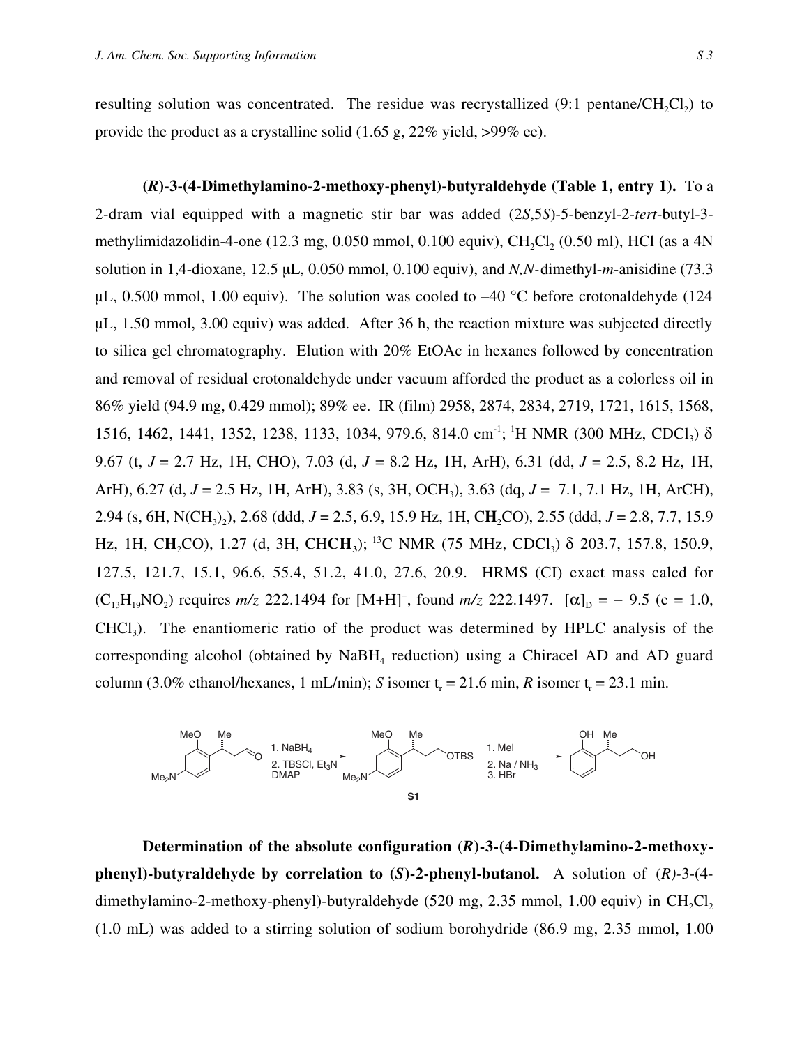resulting solution was concentrated. The residue was recrystallized (9:1 pentane/$CH_2Cl_2$) to provide the product as a crystalline solid (1.65 g, 22% yield, >99% ee).

**(*R*)-3-(4-Dimethylamino-2-methoxy-phenyl)-butyraldehyde (Table 1, entry 1).** To a 2-dram vial equipped with a magnetic stir bar was added (2*S*,5*S*)-5-benzyl-2-*tert*-butyl-3-methylimidazolidin-4-one (12.3 mg, 0.050 mmol, 0.100 equiv), $CH_2Cl_2$ (0.50 ml), HCl (as a 4N solution in 1,4-dioxane, 12.5 μL, 0.050 mmol, 0.100 equiv), and *N,N*-dimethyl-*m*-anisidine (73.3 μL, 0.500 mmol, 1.00 equiv). The solution was cooled to –40 °C before crotonaldehyde (124 μL, 1.50 mmol, 3.00 equiv) was added. After 36 h, the reaction mixture was subjected directly to silica gel chromatography. Elution with 20% EtOAc in hexanes followed by concentration and removal of residual crotonaldehyde under vacuum afforded the product as a colorless oil in 86% yield (94.9 mg, 0.429 mmol); 89% ee. IR (film) 2958, 2874, 2834, 2719, 1721, 1615, 1568, 1516, 1462, 1441, 1352, 1238, 1133, 1034, 979.6, 814.0 $cm^{-1}$; $^1H$ NMR (300 MHz, $CDCl_3$) δ 9.67 (t, *J* = 2.7 Hz, 1H, CHO), 7.03 (d, *J* = 8.2 Hz, 1H, ArH), 6.31 (dd, *J* = 2.5, 8.2 Hz, 1H, ArH), 6.27 (d, *J* = 2.5 Hz, 1H, ArH), 3.83 (s, 3H, $OCH_3$), 3.63 (dq, *J* = 7.1, 7.1 Hz, 1H, ArCH), 2.94 (s, 6H, $N(CH_3)_2$), 2.68 (ddd, *J* = 2.5, 6.9, 15.9 Hz, 1H, C**H**$_2$CO), 2.55 (ddd, *J* = 2.8, 7.7, 15.9 Hz, 1H, C**H**$_2$CO), 1.27 (d, 3H, CH**CH$_3$**); $^{13}C$ NMR (75 MHz, $CDCl_3$) δ 203.7, 157.8, 150.9, 127.5, 121.7, 15.1, 96.6, 55.4, 51.2, 41.0, 27.6, 20.9. HRMS (CI) exact mass calcd for ($C_{13}H_{19}NO_2$) requires *m/z* 222.1494 for $[M+H]^+$, found *m/z* 222.1497. $[\alpha]_D$ = − 9.5 (c = 1.0, $CHCl_3$). The enantiomeric ratio of the product was determined by HPLC analysis of the corresponding alcohol (obtained by $NaBH_4$ reduction) using a Chiracel AD and AD guard column (3.0% ethanol/hexanes, 1 mL/min); *S* isomer $t_r$ = 21.6 min, *R* isomer $t_r$ = 23.1 min.

1. $NaBH_4$ 2. TBSCl, $Et_3N$ DMAP → **S1** → 1. MeI 2. Na / $NH_3$ 3. HBr

**Determination of the absolute configuration (*R*)-3-(4-Dimethylamino-2-methoxy-phenyl)-butyraldehyde by correlation to (*S*)-2-phenyl-butanol.** A solution of (*R*)-3-(4-dimethylamino-2-methoxy-phenyl)-butyraldehyde (520 mg, 2.35 mmol, 1.00 equiv) in $CH_2Cl_2$ (1.0 mL) was added to a stirring solution of sodium borohydride (86.9 mg, 2.35 mmol, 1.00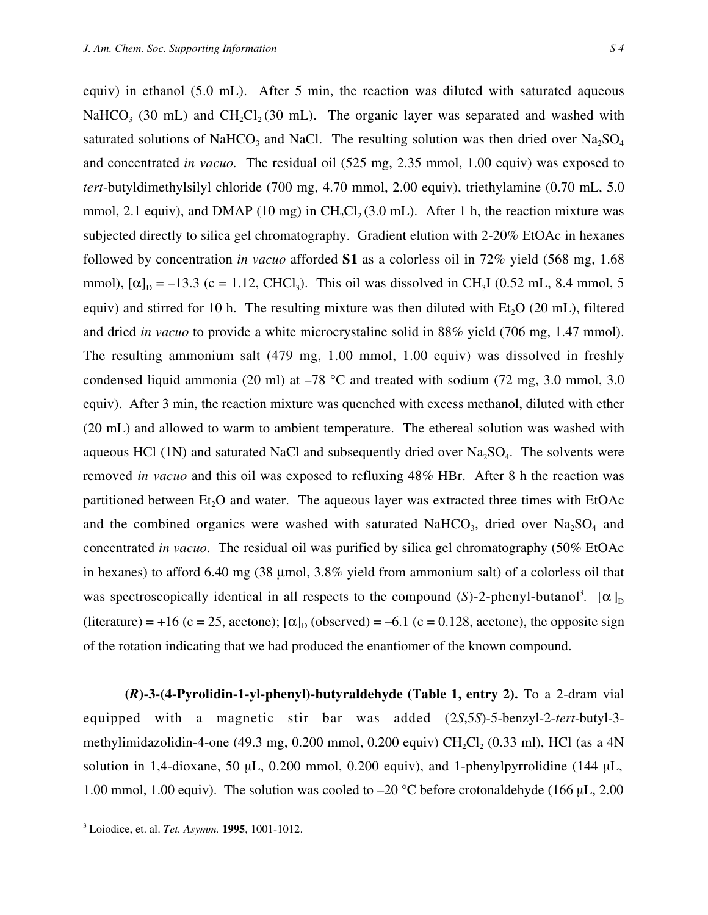equiv) in ethanol (5.0 mL). After 5 min, the reaction was diluted with saturated aqueous $NaHCO_3$ (30 mL) and $CH_2Cl_2$ (30 mL). The organic layer was separated and washed with saturated solutions of $NaHCO_3$ and NaCl. The resulting solution was then dried over $Na_2SO_4$ and concentrated *in vacuo*. The residual oil (525 mg, 2.35 mmol, 1.00 equiv) was exposed to *tert*-butyldimethylsilyl chloride (700 mg, 4.70 mmol, 2.00 equiv), triethylamine (0.70 mL, 5.0 mmol, 2.1 equiv), and DMAP (10 mg) in $CH_2Cl_2$ (3.0 mL). After 1 h, the reaction mixture was subjected directly to silica gel chromatography. Gradient elution with 2-20% EtOAc in hexanes followed by concentration *in vacuo* afforded **S1** as a colorless oil in 72% yield (568 mg, 1.68 mmol), $[\alpha]_D = -13.3$ (c = 1.12, $CHCl_3$). This oil was dissolved in $CH_3I$ (0.52 mL, 8.4 mmol, 5 equiv) and stirred for 10 h. The resulting mixture was then diluted with $Et_2O$ (20 mL), filtered and dried *in vacuo* to provide a white microcrystaline solid in 88% yield (706 mg, 1.47 mmol). The resulting ammonium salt (479 mg, 1.00 mmol, 1.00 equiv) was dissolved in freshly condensed liquid ammonia (20 ml) at –78 °C and treated with sodium (72 mg, 3.0 mmol, 3.0 equiv). After 3 min, the reaction mixture was quenched with excess methanol, diluted with ether (20 mL) and allowed to warm to ambient temperature. The ethereal solution was washed with aqueous HCl (1N) and saturated NaCl and subsequently dried over $Na_2SO_4$. The solvents were removed *in vacuo* and this oil was exposed to refluxing 48% HBr. After 8 h the reaction was partitioned between $Et_2O$ and water. The aqueous layer was extracted three times with EtOAc and the combined organics were washed with saturated $NaHCO_3$, dried over $Na_2SO_4$ and concentrated *in vacuo*. The residual oil was purified by silica gel chromatography (50% EtOAc in hexanes) to afford 6.40 mg (38 μmol, 3.8% yield from ammonium salt) of a colorless oil that was spectroscopically identical in all respects to the compound (*S*)-2-phenyl-butanol[3]. $[\alpha]_D$ (literature) = +16 (c = 25, acetone); $[\alpha]_D$ (observed) = –6.1 (c = 0.128, acetone), the opposite sign of the rotation indicating that we had produced the enantiomer of the known compound.

**(*R*)-3-(4-Pyrolidin-1-yl-phenyl)-butyraldehyde (Table 1, entry 2).** To a 2-dram vial equipped with a magnetic stir bar was added (2*S*,5*S*)-5-benzyl-2-*tert*-butyl-3-methylimidazolidin-4-one (49.3 mg, 0.200 mmol, 0.200 equiv) $CH_2Cl_2$ (0.33 ml), HCl (as a 4N solution in 1,4-dioxane, 50 μL, 0.200 mmol, 0.200 equiv), and 1-phenylpyrrolidine (144 μL, 1.00 mmol, 1.00 equiv). The solution was cooled to –20 °C before crotonaldehyde (166 μL, 2.00

[3] Loiodice, et. al. *Tet. Asymm.* **1995**, 1001-1012.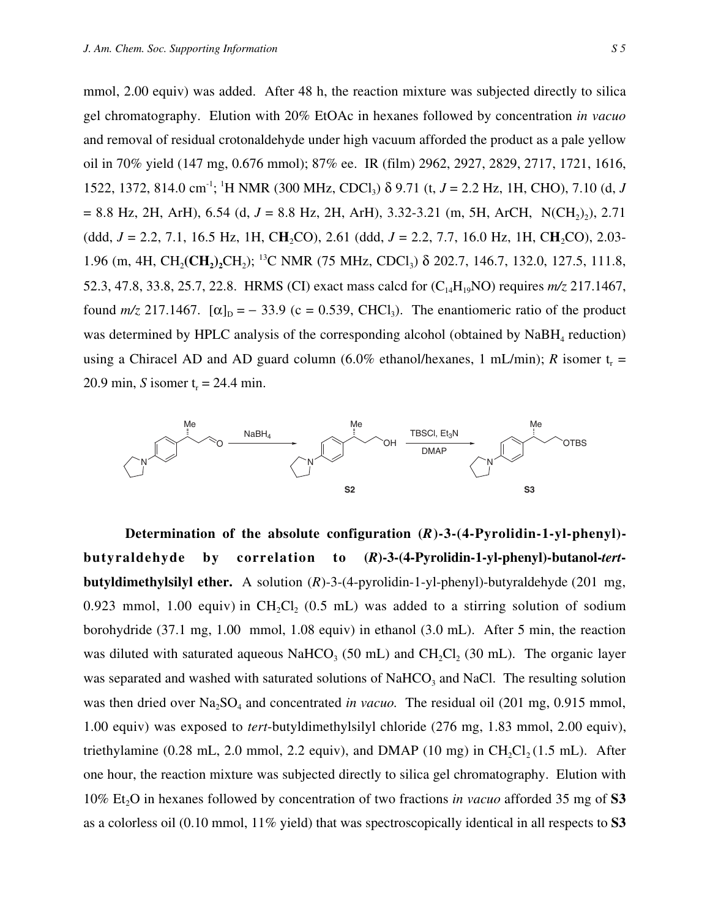mmol, 2.00 equiv) was added. After 48 h, the reaction mixture was subjected directly to silica gel chromatography. Elution with 20% EtOAc in hexanes followed by concentration *in vacuo* and removal of residual crotonaldehyde under high vacuum afforded the product as a pale yellow oil in 70% yield (147 mg, 0.676 mmol); 87% ee. IR (film) 2962, 2927, 2829, 2717, 1721, 1616, 1522, 1372, 814.0 $cm^{-1}$; $^1$H NMR (300 MHz, $CDCl_3$) δ 9.71 (t, *J* = 2.2 Hz, 1H, CHO), 7.10 (d, *J* = 8.8 Hz, 2H, ArH), 6.54 (d, *J* = 8.8 Hz, 2H, ArH), 3.32-3.21 (m, 5H, ArCH, $N(CH_2)_2$), 2.71 (ddd, *J* = 2.2, 7.1, 16.5 Hz, 1H, C**H**$_2$CO), 2.61 (ddd, *J* = 2.2, 7.7, 16.0 Hz, 1H, C**H**$_2$CO), 2.03-1.96 (m, 4H, $CH_2$**($CH_2$)$_2$**$CH_2$); $^{13}$C NMR (75 MHz, $CDCl_3$) δ 202.7, 146.7, 132.0, 127.5, 111.8, 52.3, 47.8, 33.8, 25.7, 22.8. HRMS (CI) exact mass calcd for ($C_{14}H_{19}NO$) requires *m/z* 217.1467, found *m/z* 217.1467. $[\alpha]_D = -33.9$ (c = 0.539, $CHCl_3$). The enantiomeric ratio of the product was determined by HPLC analysis of the corresponding alcohol (obtained by $NaBH_4$ reduction) using a Chiracel AD and AD guard column (6.0% ethanol/hexanes, 1 mL/min); *R* isomer $t_r$ = 20.9 min, *S* isomer $t_r$ = 24.4 min.

**Determination of the absolute configuration (*R*)-3-(4-Pyrolidin-1-yl-phenyl)-butyraldehyde by correlation to (*R*)-3-(4-Pyrolidin-1-yl-phenyl)-butanol-*tert*-butyldimethylsilyl ether.** A solution (*R*)-3-(4-pyrolidin-1-yl-phenyl)-butyraldehyde (201 mg, 0.923 mmol, 1.00 equiv) in $CH_2Cl_2$ (0.5 mL) was added to a stirring solution of sodium borohydride (37.1 mg, 1.00 mmol, 1.08 equiv) in ethanol (3.0 mL). After 5 min, the reaction was diluted with saturated aqueous $NaHCO_3$ (50 mL) and $CH_2Cl_2$ (30 mL). The organic layer was separated and washed with saturated solutions of $NaHCO_3$ and NaCl. The resulting solution was then dried over $Na_2SO_4$ and concentrated *in vacuo*. The residual oil (201 mg, 0.915 mmol, 1.00 equiv) was exposed to *tert*-butyldimethylsilyl chloride (276 mg, 1.83 mmol, 2.00 equiv), triethylamine (0.28 mL, 2.0 mmol, 2.2 equiv), and DMAP (10 mg) in $CH_2Cl_2$ (1.5 mL). After one hour, the reaction mixture was subjected directly to silica gel chromatography. Elution with 10% $Et_2O$ in hexanes followed by concentration of two fractions *in vacuo* afforded 35 mg of **S3** as a colorless oil (0.10 mmol, 11% yield) that was spectroscopically identical in all respects to **S3**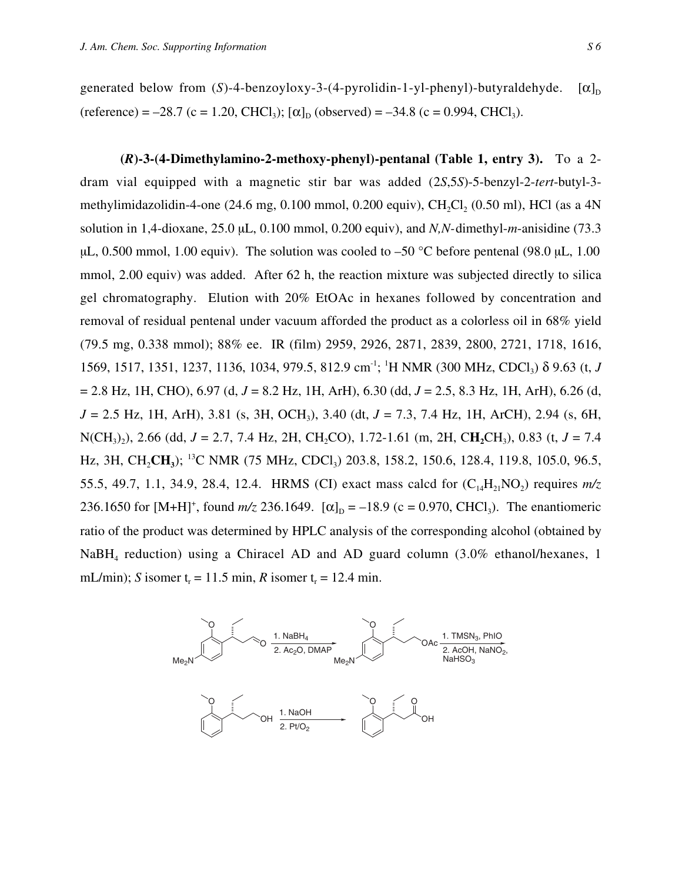generated below from (*S*)-4-benzoyloxy-3-(4-pyrolidin-1-yl-phenyl)-butyraldehyde. $[\alpha]_D$ (reference) = –28.7 (c = 1.20, $CHCl_3$); $[\alpha]_D$ (observed) = –34.8 (c = 0.994, $CHCl_3$).

**(*R*)-3-(4-Dimethylamino-2-methoxy-phenyl)-pentanal (Table 1, entry 3).** To a 2-dram vial equipped with a magnetic stir bar was added (2*S*,5*S*)-5-benzyl-2-*tert*-butyl-3-methylimidazolidin-4-one (24.6 mg, 0.100 mmol, 0.200 equiv), $CH_2Cl_2$ (0.50 ml), HCl (as a 4N solution in 1,4-dioxane, 25.0 μL, 0.100 mmol, 0.200 equiv), and *N,N*-dimethyl-*m*-anisidine (73.3 μL, 0.500 mmol, 1.00 equiv). The solution was cooled to –50 °C before pentenal (98.0 μL, 1.00 mmol, 2.00 equiv) was added. After 62 h, the reaction mixture was subjected directly to silica gel chromatography. Elution with 20% EtOAc in hexanes followed by concentration and removal of residual pentenal under vacuum afforded the product as a colorless oil in 68% yield (79.5 mg, 0.338 mmol); 88% ee. IR (film) 2959, 2926, 2871, 2839, 2800, 2721, 1718, 1616, 1569, 1517, 1351, 1237, 1136, 1034, 979.5, 812.9 $cm^{-1}$; $^1$H NMR (300 MHz, $CDCl_3$) δ 9.63 (t, *J* = 2.8 Hz, 1H, CHO), 6.97 (d, *J* = 8.2 Hz, 1H, ArH), 6.30 (dd, *J* = 2.5, 8.3 Hz, 1H, ArH), 6.26 (d, *J* = 2.5 Hz, 1H, ArH), 3.81 (s, 3H, $OCH_3$), 3.40 (dt, *J* = 7.3, 7.4 Hz, 1H, ArCH), 2.94 (s, 6H, $N(CH_3)_2$), 2.66 (dd, *J* = 2.7, 7.4 Hz, 2H, $CH_2CO$), 1.72-1.61 (m, 2H, C**$H_2$**$CH_3$), 0.83 (t, *J* = 7.4 Hz, 3H, $CH_2$**$CH_3$**); $^{13}$C NMR (75 MHz, $CDCl_3$) 203.8, 158.2, 150.6, 128.4, 119.8, 105.0, 96.5, 55.5, 49.7, 1.1, 34.9, 28.4, 12.4. HRMS (CI) exact mass calcd for ($C_{14}H_{21}NO_2$) requires *m/z* 236.1650 for $[M+H]^+$, found *m/z* 236.1649. $[\alpha]_D$ = –18.9 (c = 0.970, $CHCl_3$). The enantiomeric ratio of the product was determined by HPLC analysis of the corresponding alcohol (obtained by $NaBH_4$ reduction) using a Chiracel AD and AD guard column (3.0% ethanol/hexanes, 1 mL/min); *S* isomer $t_r$ = 11.5 min, *R* isomer $t_r$ = 12.4 min.

1. $NaBH_4$ 2. $Ac_2O$, DMAP → 1. $TMSN_3$, PhIO 2. AcOH, $NaNO_2$, $NaHSO_3$ → 1. NaOH 2. $Pt/O_2$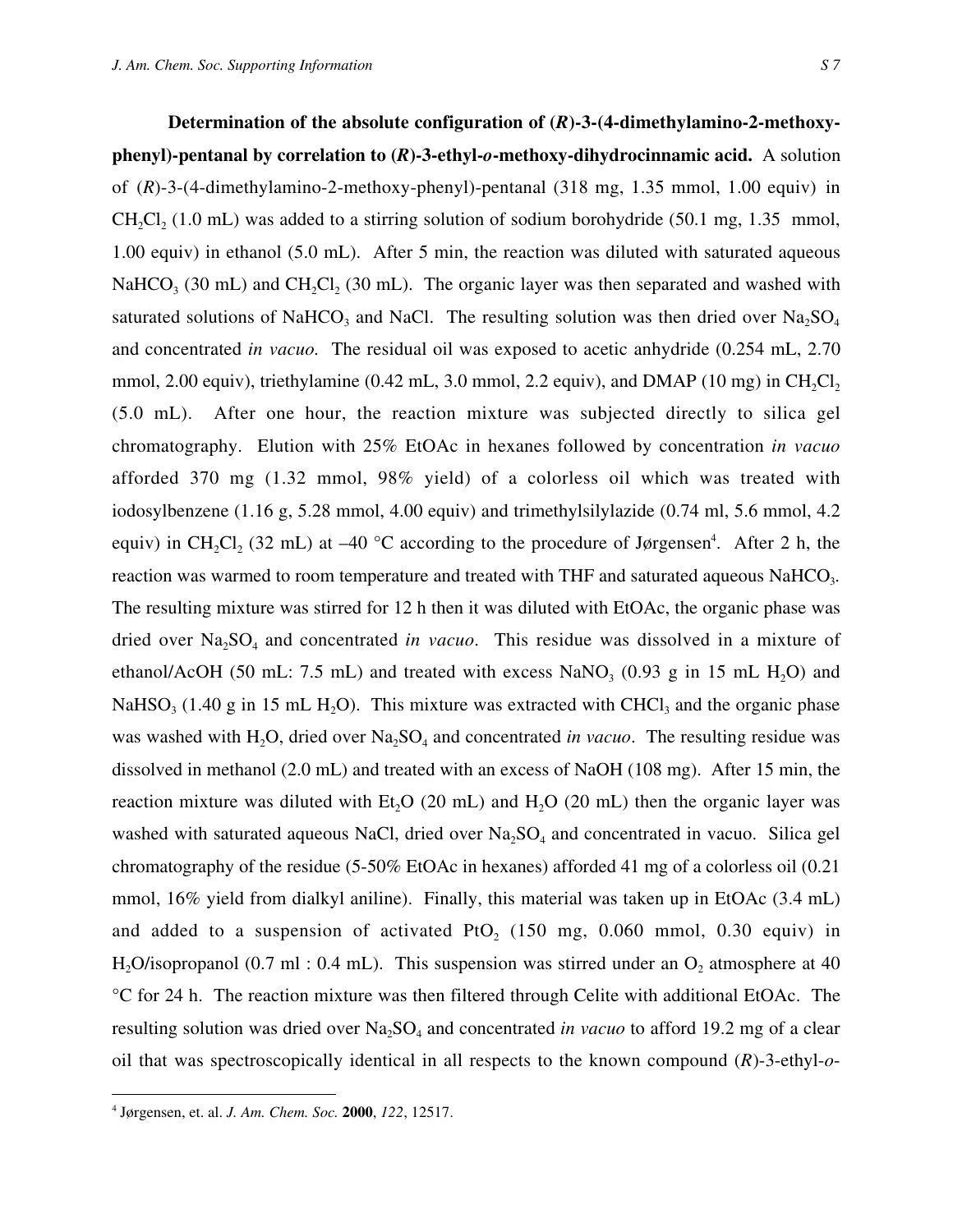**Determination of the absolute configuration of (*R*)-3-(4-dimethylamino-2-methoxy-phenyl)-pentanal by correlation to (*R*)-3-ethyl-*o*-methoxy-dihydrocinnamic acid.** A solution of (*R*)-3-(4-dimethylamino-2-methoxy-phenyl)-pentanal (318 mg, 1.35 mmol, 1.00 equiv) in $CH_2Cl_2$ (1.0 mL) was added to a stirring solution of sodium borohydride (50.1 mg, 1.35 mmol, 1.00 equiv) in ethanol (5.0 mL). After 5 min, the reaction was diluted with saturated aqueous $NaHCO_3$ (30 mL) and $CH_2Cl_2$ (30 mL). The organic layer was then separated and washed with saturated solutions of $NaHCO_3$ and NaCl. The resulting solution was then dried over $Na_2SO_4$ and concentrated *in vacuo*. The residual oil was exposed to acetic anhydride (0.254 mL, 2.70 mmol, 2.00 equiv), triethylamine (0.42 mL, 3.0 mmol, 2.2 equiv), and DMAP (10 mg) in $CH_2Cl_2$ (5.0 mL). After one hour, the reaction mixture was subjected directly to silica gel chromatography. Elution with 25% EtOAc in hexanes followed by concentration *in vacuo* afforded 370 mg (1.32 mmol, 98% yield) of a colorless oil which was treated with iodosylbenzene (1.16 g, 5.28 mmol, 4.00 equiv) and trimethylsilylazide (0.74 ml, 5.6 mmol, 4.2 equiv) in $CH_2Cl_2$ (32 mL) at –40 °C according to the procedure of Jørgensen[4]. After 2 h, the reaction was warmed to room temperature and treated with THF and saturated aqueous $NaHCO_3$. The resulting mixture was stirred for 12 h then it was diluted with EtOAc, the organic phase was dried over $Na_2SO_4$ and concentrated *in vacuo*. This residue was dissolved in a mixture of ethanol/AcOH (50 mL: 7.5 mL) and treated with excess $NaNO_3$ (0.93 g in 15 mL $H_2O$) and $NaHSO_3$ (1.40 g in 15 mL $H_2O$). This mixture was extracted with $CHCl_3$ and the organic phase was washed with $H_2O$, dried over $Na_2SO_4$ and concentrated *in vacuo*. The resulting residue was dissolved in methanol (2.0 mL) and treated with an excess of NaOH (108 mg). After 15 min, the reaction mixture was diluted with $Et_2O$ (20 mL) and $H_2O$ (20 mL) then the organic layer was washed with saturated aqueous NaCl, dried over $Na_2SO_4$ and concentrated in vacuo. Silica gel chromatography of the residue (5-50% EtOAc in hexanes) afforded 41 mg of a colorless oil (0.21 mmol, 16% yield from dialkyl aniline). Finally, this material was taken up in EtOAc (3.4 mL) and added to a suspension of activated $PtO_2$ (150 mg, 0.060 mmol, 0.30 equiv) in $H_2O$/isopropanol (0.7 ml : 0.4 mL). This suspension was stirred under an $O_2$ atmosphere at 40 °C for 24 h. The reaction mixture was then filtered through Celite with additional EtOAc. The resulting solution was dried over $Na_2SO_4$ and concentrated *in vacuo* to afford 19.2 mg of a clear oil that was spectroscopically identical in all respects to the known compound (*R*)-3-ethyl-*o*-

---

[4] Jørgensen, et. al. *J. Am. Chem. Soc.* **2000**, *122*, 12517.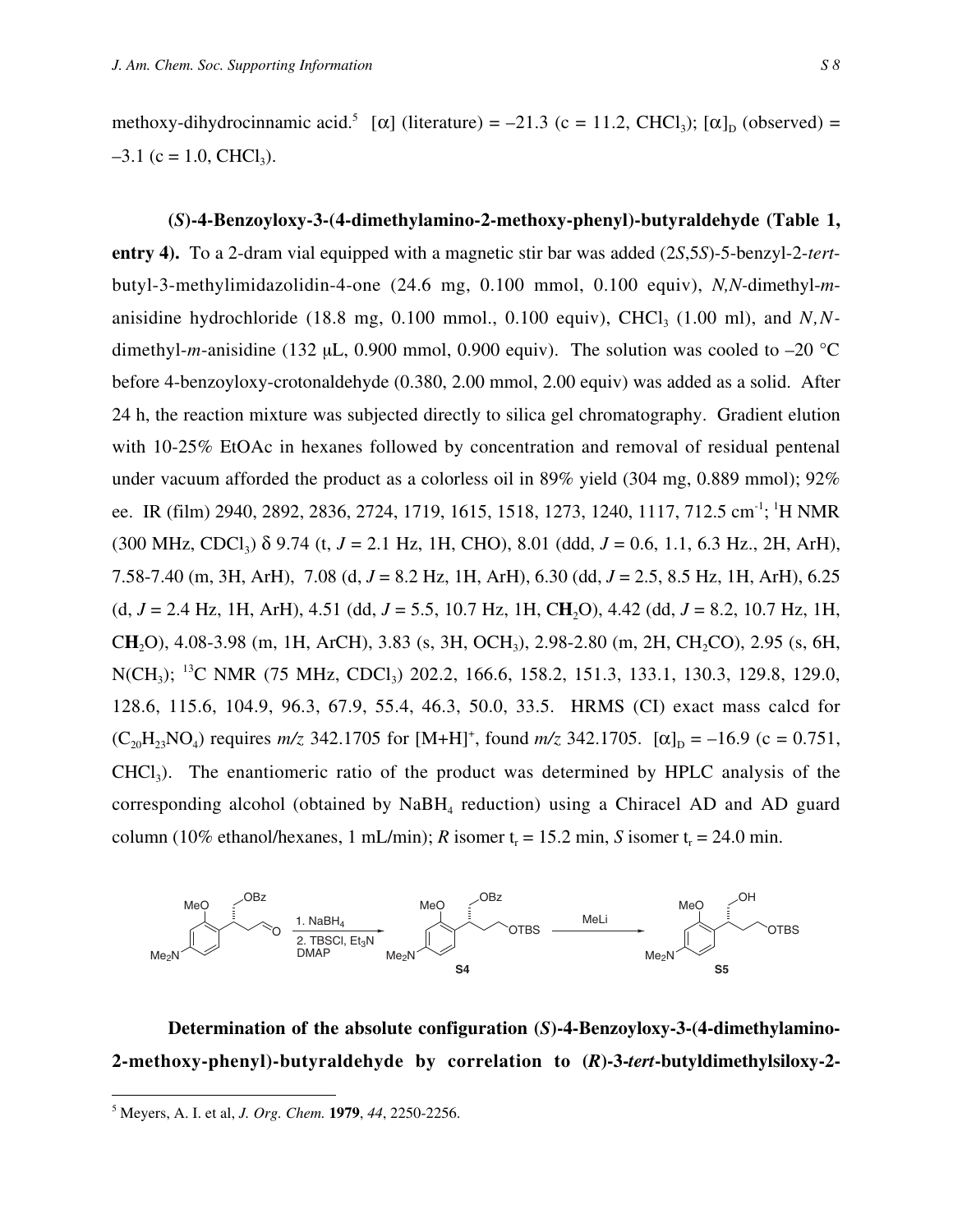methoxy-dihydrocinnamic acid.[5] [α] (literature) = –21.3 (c = 11.2, $CHCl_3$); $[\alpha]_D$ (observed) = –3.1 (c = 1.0, $CHCl_3$).

**(*S*)-4-Benzoyloxy-3-(4-dimethylamino-2-methoxy-phenyl)-butyraldehyde (Table 1, entry 4).** To a 2-dram vial equipped with a magnetic stir bar was added (2*S*,5*S*)-5-benzyl-2-*tert*-butyl-3-methylimidazolidin-4-one (24.6 mg, 0.100 mmol, 0.100 equiv), *N,N*-dimethyl-*m*-anisidine hydrochloride (18.8 mg, 0.100 mmol., 0.100 equiv), $CHCl_3$ (1.00 ml), and *N,N*-dimethyl-*m*-anisidine (132 μL, 0.900 mmol, 0.900 equiv). The solution was cooled to –20 °C before 4-benzoyloxy-crotonaldehyde (0.380, 2.00 mmol, 2.00 equiv) was added as a solid. After 24 h, the reaction mixture was subjected directly to silica gel chromatography. Gradient elution with 10-25% EtOAc in hexanes followed by concentration and removal of residual pentenal under vacuum afforded the product as a colorless oil in 89% yield (304 mg, 0.889 mmol); 92% ee. IR (film) 2940, 2892, 2836, 2724, 1719, 1615, 1518, 1273, 1240, 1117, 712.5 $cm^{-1}$; $^1H$ NMR (300 MHz, $CDCl_3$) δ 9.74 (t, *J* = 2.1 Hz, 1H, CHO), 8.01 (ddd, *J* = 0.6, 1.1, 6.3 Hz., 2H, ArH), 7.58-7.40 (m, 3H, ArH), 7.08 (d, *J* = 8.2 Hz, 1H, ArH), 6.30 (dd, *J* = 2.5, 8.5 Hz, 1H, ArH), 6.25 (d, *J* = 2.4 Hz, 1H, ArH), 4.51 (dd, *J* = 5.5, 10.7 Hz, 1H, C**H**$_2$O), 4.42 (dd, *J* = 8.2, 10.7 Hz, 1H, C**H**$_2$O), 4.08-3.98 (m, 1H, ArCH), 3.83 (s, 3H, $OCH_3$), 2.98-2.80 (m, 2H, $CH_2CO$), 2.95 (s, 6H, $N(CH_3)$; $^{13}C$ NMR (75 MHz, $CDCl_3$) 202.2, 166.6, 158.2, 151.3, 133.1, 130.3, 129.8, 129.0, 128.6, 115.6, 104.9, 96.3, 67.9, 55.4, 46.3, 50.0, 33.5. HRMS (CI) exact mass calcd for ($C_{20}H_{23}NO_4$) requires *m/z* 342.1705 for $[M+H]^+$, found *m/z* 342.1705. $[\alpha]_D$ = –16.9 (c = 0.751, $CHCl_3$). The enantiomeric ratio of the product was determined by HPLC analysis of the corresponding alcohol (obtained by $NaBH_4$ reduction) using a Chiracel AD and AD guard column (10% ethanol/hexanes, 1 mL/min); *R* isomer $t_r$ = 15.2 min, *S* isomer $t_r$ = 24.0 min.

1. $NaBH_4$ 2. TBSCl, $Et_3N$ DMAP → **S4** → MeLi → **S5**

**Determination of the absolute configuration (*S*)-4-Benzoyloxy-3-(4-dimethylamino-2-methoxy-phenyl)-butyraldehyde by correlation to (*R*)-3-*tert*-butyldimethylsiloxy-2-**

[5] Meyers, A. I. et al, *J. Org. Chem.* **1979**, *44*, 2250-2256.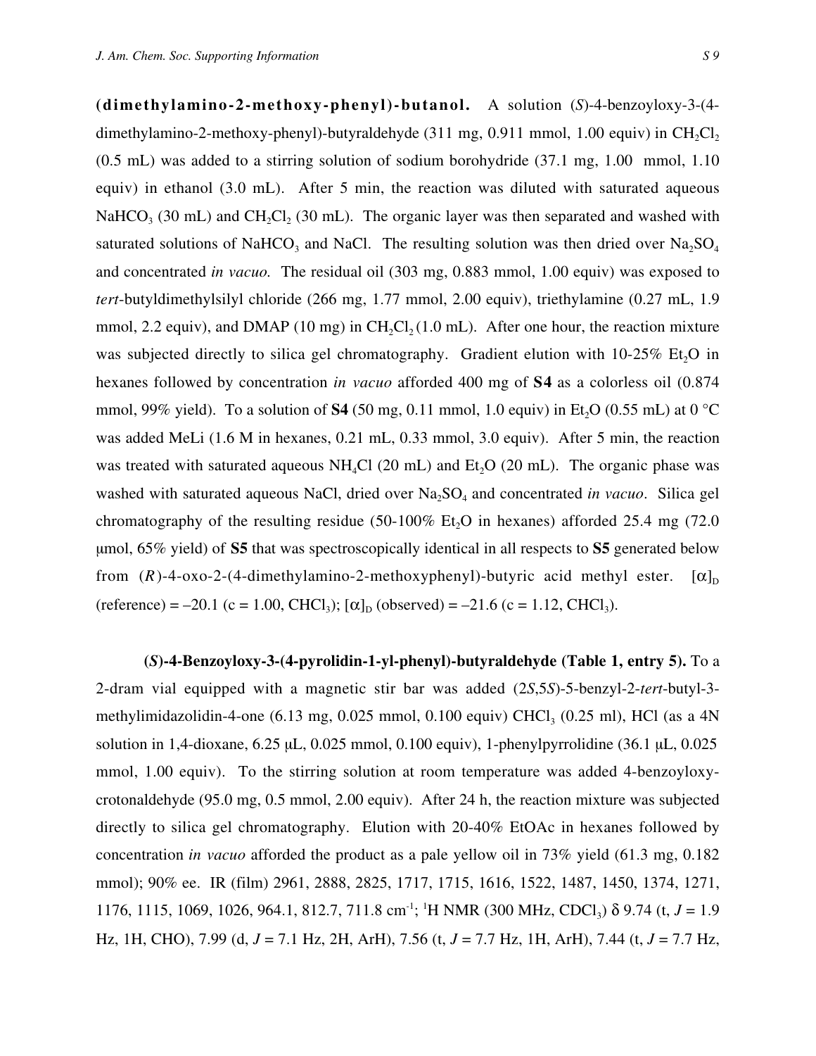**(dimethylamino-2-methoxy-phenyl)-butanol.** A solution (*S*)-4-benzoyloxy-3-(4-dimethylamino-2-methoxy-phenyl)-butyraldehyde (311 mg, 0.911 mmol, 1.00 equiv) in $CH_2Cl_2$ (0.5 mL) was added to a stirring solution of sodium borohydride (37.1 mg, 1.00 mmol, 1.10 equiv) in ethanol (3.0 mL). After 5 min, the reaction was diluted with saturated aqueous $NaHCO_3$ (30 mL) and $CH_2Cl_2$ (30 mL). The organic layer was then separated and washed with saturated solutions of $NaHCO_3$ and NaCl. The resulting solution was then dried over $Na_2SO_4$ and concentrated *in vacuo.* The residual oil (303 mg, 0.883 mmol, 1.00 equiv) was exposed to *tert*-butyldimethylsilyl chloride (266 mg, 1.77 mmol, 2.00 equiv), triethylamine (0.27 mL, 1.9 mmol, 2.2 equiv), and DMAP (10 mg) in $CH_2Cl_2$ (1.0 mL). After one hour, the reaction mixture was subjected directly to silica gel chromatography. Gradient elution with 10-25% $Et_2O$ in hexanes followed by concentration *in vacuo* afforded 400 mg of **S4** as a colorless oil (0.874 mmol, 99% yield). To a solution of **S4** (50 mg, 0.11 mmol, 1.0 equiv) in $Et_2O$ (0.55 mL) at 0 °C was added MeLi (1.6 M in hexanes, 0.21 mL, 0.33 mmol, 3.0 equiv). After 5 min, the reaction was treated with saturated aqueous $NH_4Cl$ (20 mL) and $Et_2O$ (20 mL). The organic phase was washed with saturated aqueous NaCl, dried over $Na_2SO_4$ and concentrated *in vacuo*. Silica gel chromatography of the resulting residue (50-100% $Et_2O$ in hexanes) afforded 25.4 mg (72.0 μmol, 65% yield) of **S5** that was spectroscopically identical in all respects to **S5** generated below from (*R*)-4-oxo-2-(4-dimethylamino-2-methoxyphenyl)-butyric acid methyl ester. $[\alpha]_D$ (reference) = –20.1 (c = 1.00, $CHCl_3$); $[\alpha]_D$ (observed) = –21.6 (c = 1.12, $CHCl_3$).

**(*S*)-4-Benzoyloxy-3-(4-pyrolidin-1-yl-phenyl)-butyraldehyde (Table 1, entry 5).** To a 2-dram vial equipped with a magnetic stir bar was added (2*S*,5*S*)-5-benzyl-2-*tert*-butyl-3-methylimidazolidin-4-one (6.13 mg, 0.025 mmol, 0.100 equiv) $CHCl_3$ (0.25 ml), HCl (as a 4N solution in 1,4-dioxane, 6.25 μL, 0.025 mmol, 0.100 equiv), 1-phenylpyrrolidine (36.1 μL, 0.025 mmol, 1.00 equiv). To the stirring solution at room temperature was added 4-benzoyloxy-crotonaldehyde (95.0 mg, 0.5 mmol, 2.00 equiv). After 24 h, the reaction mixture was subjected directly to silica gel chromatography. Elution with 20-40% EtOAc in hexanes followed by concentration *in vacuo* afforded the product as a pale yellow oil in 73% yield (61.3 mg, 0.182 mmol); 90% ee. IR (film) 2961, 2888, 2825, 1717, 1715, 1616, 1522, 1487, 1450, 1374, 1271, 1176, 1115, 1069, 1026, 964.1, 812.7, 711.8 $cm^{-1}$; $^1H$ NMR (300 MHz, $CDCl_3$) δ 9.74 (t, *J* = 1.9 Hz, 1H, CHO), 7.99 (d, *J* = 7.1 Hz, 2H, ArH), 7.56 (t, *J* = 7.7 Hz, 1H, ArH), 7.44 (t, *J* = 7.7 Hz,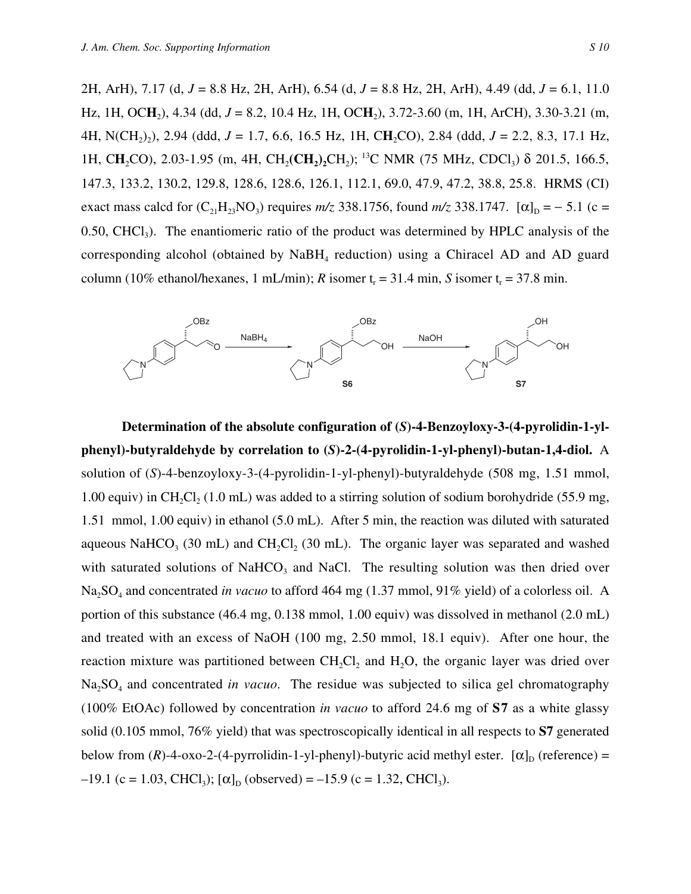2H, ArH), 7.17 (d, $J$ = 8.8 Hz, 2H, ArH), 6.54 (d, $J$ = 8.8 Hz, 2H, ArH), 4.49 (dd, $J$ = 6.1, 11.0 Hz, 1H, OC**H**$_2$), 4.34 (dd, $J$ = 8.2, 10.4 Hz, 1H, OC**H**$_2$), 3.72-3.60 (m, 1H, ArCH), 3.30-3.21 (m, 4H, N(CH$_2$)$_2$), 2.94 (ddd, $J$ = 1.7, 6.6, 16.5 Hz, 1H, C**H**$_2$CO), 2.84 (ddd, $J$ = 2.2, 8.3, 17.1 Hz, 1H, C**H**$_2$CO), 2.03-1.95 (m, 4H, CH$_2$(**CH$_2$**)$_2$CH$_2$); $^{13}$C NMR (75 MHz, CDCl$_3$) δ 201.5, 166.5, 147.3, 133.2, 130.2, 129.8, 128.6, 128.6, 126.1, 112.1, 69.0, 47.9, 47.2, 38.8, 25.8. HRMS (CI) exact mass calcd for ($C_{21}H_{23}NO_3$) requires $m/z$ 338.1756, found $m/z$ 338.1747. $[\alpha]_D$ = − 5.1 (c = 0.50, CHCl$_3$). The enantiomeric ratio of the product was determined by HPLC analysis of the corresponding alcohol (obtained by NaBH$_4$ reduction) using a Chiracel AD and AD guard column (10% ethanol/hexanes, 1 mL/min); $R$ isomer $t_r$ = 31.4 min, $S$ isomer $t_r$ = 37.8 min.

**Determination of the absolute configuration of (*S*)-4-Benzoyloxy-3-(4-pyrolidin-1-yl-phenyl)-butyraldehyde by correlation to (*S*)-2-(4-pyrolidin-1-yl-phenyl)-butan-1,4-diol.** A solution of (*S*)-4-benzoyloxy-3-(4-pyrolidin-1-yl-phenyl)-butyraldehyde (508 mg, 1.51 mmol, 1.00 equiv) in CH$_2$Cl$_2$ (1.0 mL) was added to a stirring solution of sodium borohydride (55.9 mg, 1.51 mmol, 1.00 equiv) in ethanol (5.0 mL). After 5 min, the reaction was diluted with saturated aqueous NaHCO$_3$ (30 mL) and CH$_2$Cl$_2$ (30 mL). The organic layer was separated and washed with saturated solutions of NaHCO$_3$ and NaCl. The resulting solution was then dried over Na$_2$SO$_4$ and concentrated *in vacuo* to afford 464 mg (1.37 mmol, 91% yield) of a colorless oil. A portion of this substance (46.4 mg, 0.138 mmol, 1.00 equiv) was dissolved in methanol (2.0 mL) and treated with an excess of NaOH (100 mg, 2.50 mmol, 18.1 equiv). After one hour, the reaction mixture was partitioned between CH$_2$Cl$_2$ and H$_2$O, the organic layer was dried over Na$_2$SO$_4$ and concentrated *in vacuo*. The residue was subjected to silica gel chromatography (100% EtOAc) followed by concentration *in vacuo* to afford 24.6 mg of **S7** as a white glassy solid (0.105 mmol, 76% yield) that was spectroscopically identical in all respects to **S7** generated below from (*R*)-4-oxo-2-(4-pyrrolidin-1-yl-phenyl)-butyric acid methyl ester. $[\alpha]_D$ (reference) = –19.1 (c = 1.03, CHCl$_3$); $[\alpha]_D$ (observed) = –15.9 (c = 1.32, CHCl$_3$).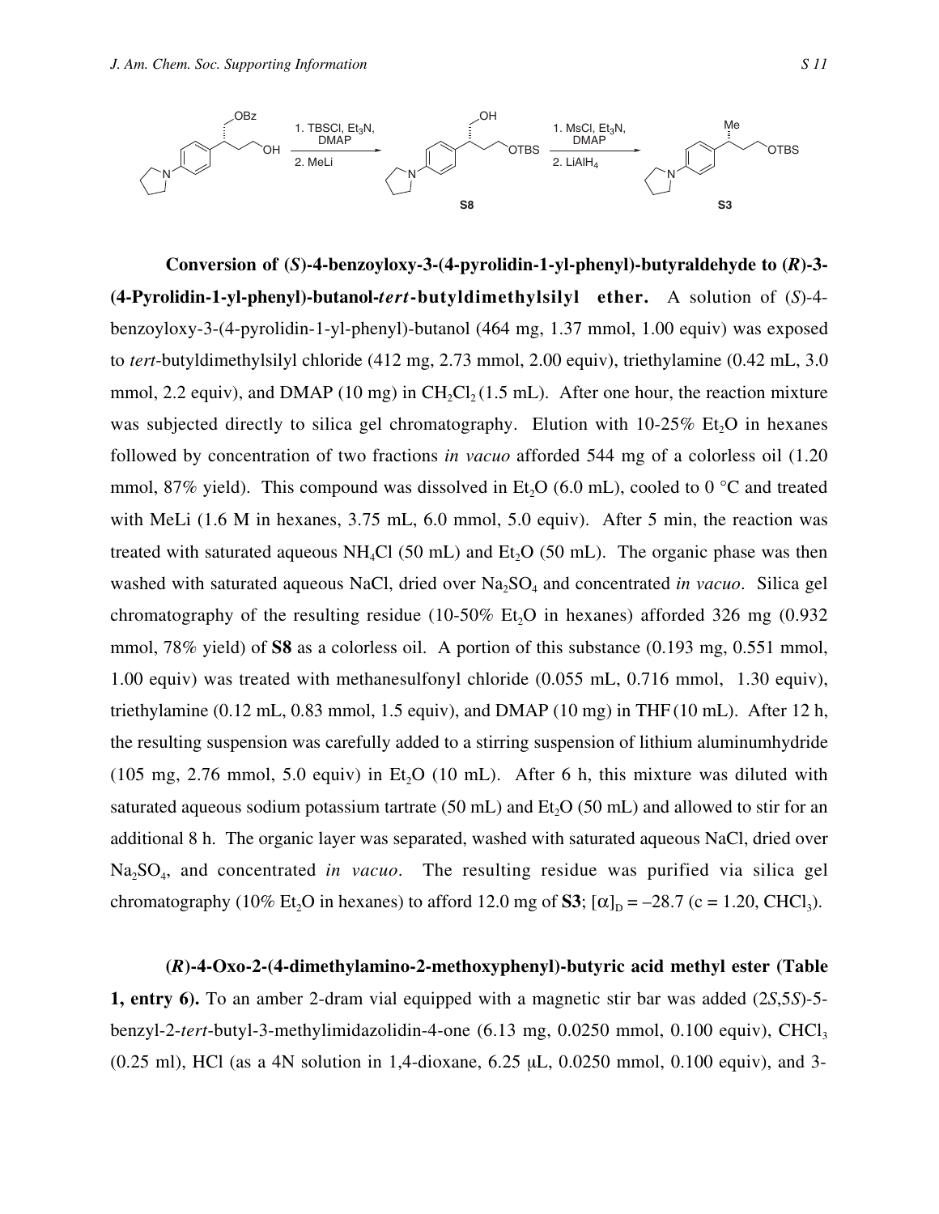**Conversion of (*S*)-4-benzoyloxy-3-(4-pyrolidin-1-yl-phenyl)-butyraldehyde to (*R*)-3-(4-Pyrolidin-1-yl-phenyl)-butanol-*tert*-butyldimethylsilyl ether.** A solution of (*S*)-4-benzoyloxy-3-(4-pyrolidin-1-yl-phenyl)-butanol (464 mg, 1.37 mmol, 1.00 equiv) was exposed to *tert*-butyldimethylsilyl chloride (412 mg, 2.73 mmol, 2.00 equiv), triethylamine (0.42 mL, 3.0 mmol, 2.2 equiv), and DMAP (10 mg) in $CH_2Cl_2$ (1.5 mL). After one hour, the reaction mixture was subjected directly to silica gel chromatography. Elution with 10-25% $Et_2O$ in hexanes followed by concentration of two fractions *in vacuo* afforded 544 mg of a colorless oil (1.20 mmol, 87% yield). This compound was dissolved in $Et_2O$ (6.0 mL), cooled to 0 °C and treated with MeLi (1.6 M in hexanes, 3.75 mL, 6.0 mmol, 5.0 equiv). After 5 min, the reaction was treated with saturated aqueous $NH_4Cl$ (50 mL) and $Et_2O$ (50 mL). The organic phase was then washed with saturated aqueous NaCl, dried over $Na_2SO_4$ and concentrated *in vacuo*. Silica gel chromatography of the resulting residue (10-50% $Et_2O$ in hexanes) afforded 326 mg (0.932 mmol, 78% yield) of **S8** as a colorless oil. A portion of this substance (0.193 mg, 0.551 mmol, 1.00 equiv) was treated with methanesulfonyl chloride (0.055 mL, 0.716 mmol, 1.30 equiv), triethylamine (0.12 mL, 0.83 mmol, 1.5 equiv), and DMAP (10 mg) in THF (10 mL). After 12 h, the resulting suspension was carefully added to a stirring suspension of lithium aluminumhydride (105 mg, 2.76 mmol, 5.0 equiv) in $Et_2O$ (10 mL). After 6 h, this mixture was diluted with saturated aqueous sodium potassium tartrate (50 mL) and $Et_2O$ (50 mL) and allowed to stir for an additional 8 h. The organic layer was separated, washed with saturated aqueous NaCl, dried over $Na_2SO_4$, and concentrated *in vacuo*. The resulting residue was purified via silica gel chromatography (10% $Et_2O$ in hexanes) to afford 12.0 mg of **S3**; $[\alpha]_D = -28.7$ (c = 1.20, $CHCl_3$).

**(*R*)-4-Oxo-2-(4-dimethylamino-2-methoxyphenyl)-butyric acid methyl ester (Table 1, entry 6).** To an amber 2-dram vial equipped with a magnetic stir bar was added (2*S*,5*S*)-5-benzyl-2-*tert*-butyl-3-methylimidazolidin-4-one (6.13 mg, 0.0250 mmol, 0.100 equiv), $CHCl_3$ (0.25 ml), HCl (as a 4N solution in 1,4-dioxane, 6.25 μL, 0.0250 mmol, 0.100 equiv), and 3-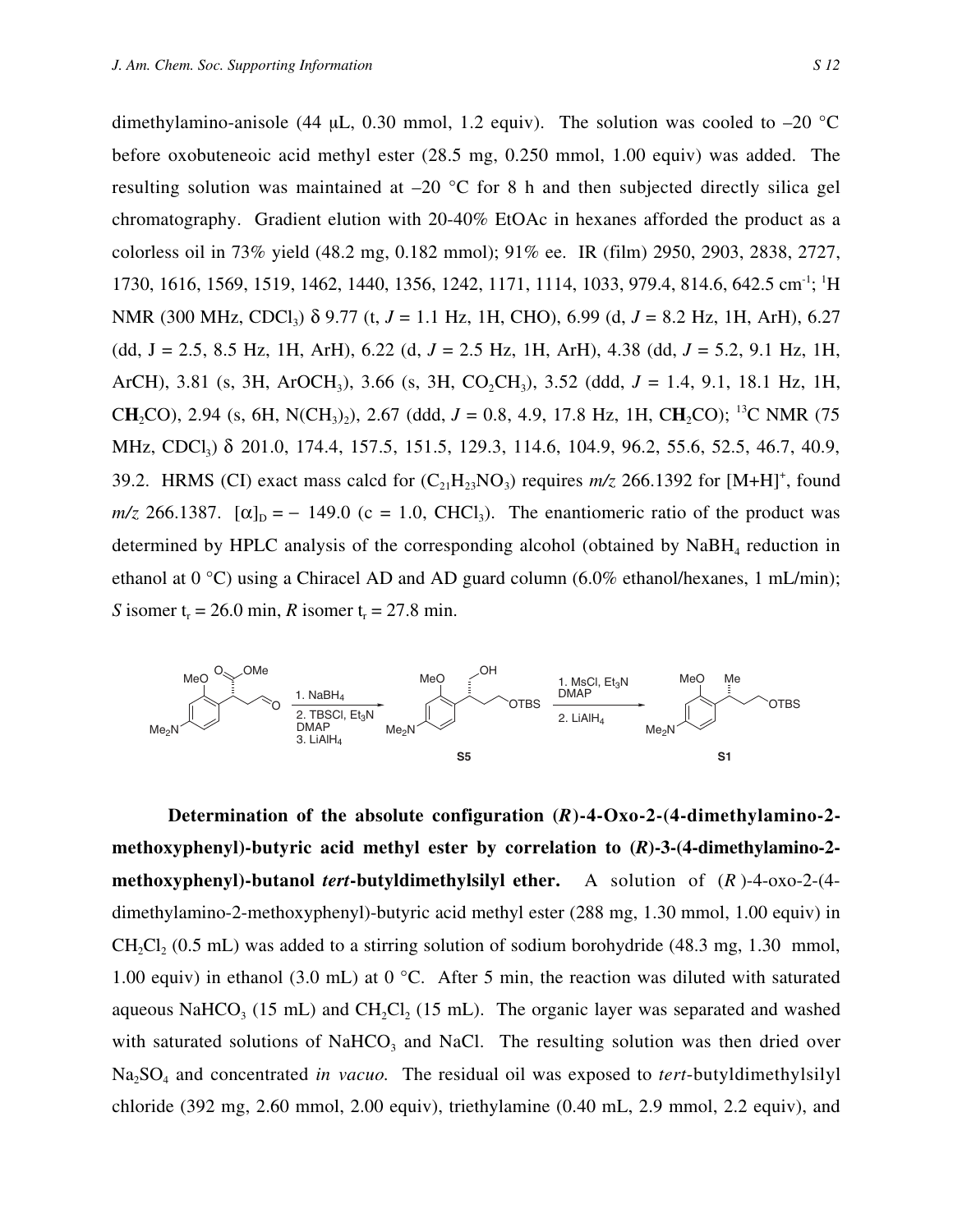dimethylamino-anisole (44 μL, 0.30 mmol, 1.2 equiv). The solution was cooled to –20 °C before oxobuteneoic acid methyl ester (28.5 mg, 0.250 mmol, 1.00 equiv) was added. The resulting solution was maintained at –20 °C for 8 h and then subjected directly silica gel chromatography. Gradient elution with 20-40% EtOAc in hexanes afforded the product as a colorless oil in 73% yield (48.2 mg, 0.182 mmol); 91% ee. IR (film) 2950, 2903, 2838, 2727, 1730, 1616, 1569, 1519, 1462, 1440, 1356, 1242, 1171, 1114, 1033, 979.4, 814.6, 642.5 $cm^{-1}$; $^1H$ NMR (300 MHz, $CDCl_3$) δ 9.77 (t, *J* = 1.1 Hz, 1H, CHO), 6.99 (d, *J* = 8.2 Hz, 1H, ArH), 6.27 (dd, J = 2.5, 8.5 Hz, 1H, ArH), 6.22 (d, *J* = 2.5 Hz, 1H, ArH), 4.38 (dd, *J* = 5.2, 9.1 Hz, 1H, ArCH), 3.81 (s, 3H, $ArOCH_3$), 3.66 (s, 3H, $CO_2CH_3$), 3.52 (ddd, *J* = 1.4, 9.1, 18.1 Hz, 1H, C**H**$_2$CO), 2.94 (s, 6H, $N(CH_3)_2$), 2.67 (ddd, *J* = 0.8, 4.9, 17.8 Hz, 1H, C**H**$_2$CO); $^{13}C$ NMR (75 MHz, $CDCl_3$) δ 201.0, 174.4, 157.5, 151.5, 129.3, 114.6, 104.9, 96.2, 55.6, 52.5, 46.7, 40.9, 39.2. HRMS (CI) exact mass calcd for ($C_{21}H_{23}NO_3$) requires *m/z* 266.1392 for $[M+H]^+$, found *m/z* 266.1387. $[\alpha]_D$ = – 149.0 (c = 1.0, $CHCl_3$). The enantiomeric ratio of the product was determined by HPLC analysis of the corresponding alcohol (obtained by $NaBH_4$ reduction in ethanol at 0 °C) using a Chiracel AD and AD guard column (6.0% ethanol/hexanes, 1 mL/min); *S* isomer $t_r$ = 26.0 min, *R* isomer $t_r$ = 27.8 min.

1. $NaBH_4$ 2. TBSCl, $Et_3N$ DMAP 3. $LiAlH_4$ → **S5** → 1. MsCl, $Et_3N$ DMAP 2. $LiAlH_4$ → **S1**

**Determination of the absolute configuration (*R*)-4-Oxo-2-(4-dimethylamino-2-methoxyphenyl)-butyric acid methyl ester by correlation to (*R*)-3-(4-dimethylamino-2-methoxyphenyl)-butanol *tert*-butyldimethylsilyl ether.** A solution of (*R*)-4-oxo-2-(4-dimethylamino-2-methoxyphenyl)-butyric acid methyl ester (288 mg, 1.30 mmol, 1.00 equiv) in $CH_2Cl_2$ (0.5 mL) was added to a stirring solution of sodium borohydride (48.3 mg, 1.30 mmol, 1.00 equiv) in ethanol (3.0 mL) at 0 °C. After 5 min, the reaction was diluted with saturated aqueous $NaHCO_3$ (15 mL) and $CH_2Cl_2$ (15 mL). The organic layer was separated and washed with saturated solutions of $NaHCO_3$ and NaCl. The resulting solution was then dried over $Na_2SO_4$ and concentrated *in vacuo.* The residual oil was exposed to *tert*-butyldimethylsilyl chloride (392 mg, 2.60 mmol, 2.00 equiv), triethylamine (0.40 mL, 2.9 mmol, 2.2 equiv), and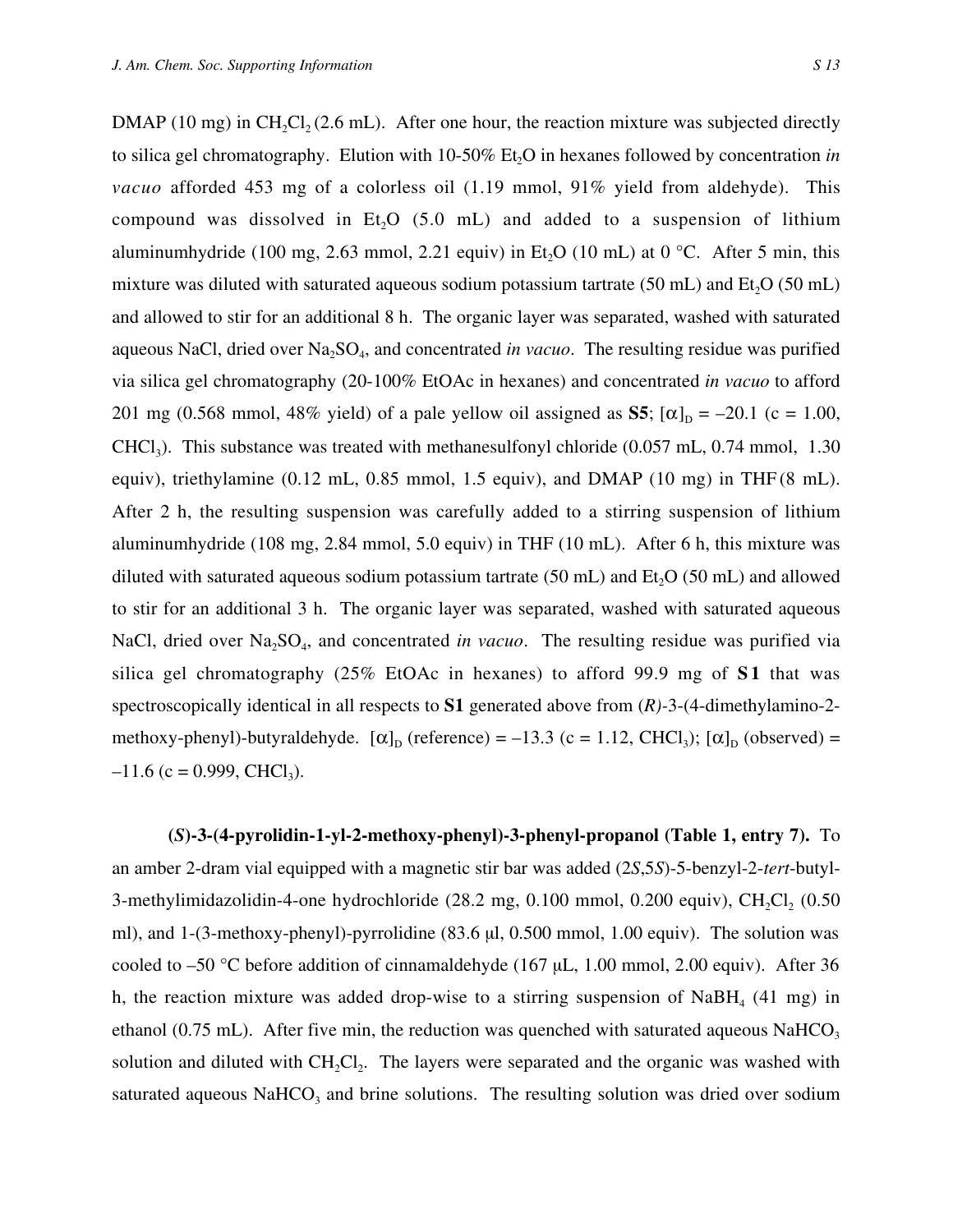DMAP (10 mg) in $CH_2Cl_2$ (2.6 mL). After one hour, the reaction mixture was subjected directly to silica gel chromatography. Elution with 10-50% $Et_2O$ in hexanes followed by concentration *in vacuo* afforded 453 mg of a colorless oil (1.19 mmol, 91% yield from aldehyde). This compound was dissolved in $Et_2O$ (5.0 mL) and added to a suspension of lithium aluminumhydride (100 mg, 2.63 mmol, 2.21 equiv) in $Et_2O$ (10 mL) at 0 °C. After 5 min, this mixture was diluted with saturated aqueous sodium potassium tartrate (50 mL) and $Et_2O$ (50 mL) and allowed to stir for an additional 8 h. The organic layer was separated, washed with saturated aqueous NaCl, dried over $Na_2SO_4$, and concentrated *in vacuo*. The resulting residue was purified via silica gel chromatography (20-100% EtOAc in hexanes) and concentrated *in vacuo* to afford 201 mg (0.568 mmol, 48% yield) of a pale yellow oil assigned as **S5**; $[\alpha]_D = -20.1$ (c = 1.00, $CHCl_3$). This substance was treated with methanesulfonyl chloride (0.057 mL, 0.74 mmol, 1.30 equiv), triethylamine (0.12 mL, 0.85 mmol, 1.5 equiv), and DMAP (10 mg) in THF (8 mL). After 2 h, the resulting suspension was carefully added to a stirring suspension of lithium aluminumhydride (108 mg, 2.84 mmol, 5.0 equiv) in THF (10 mL). After 6 h, this mixture was diluted with saturated aqueous sodium potassium tartrate (50 mL) and $Et_2O$ (50 mL) and allowed to stir for an additional 3 h. The organic layer was separated, washed with saturated aqueous NaCl, dried over $Na_2SO_4$, and concentrated *in vacuo*. The resulting residue was purified via silica gel chromatography (25% EtOAc in hexanes) to afford 99.9 mg of **S1** that was spectroscopically identical in all respects to **S1** generated above from (*R*)-3-(4-dimethylamino-2-methoxy-phenyl)-butyraldehyde. $[\alpha]_D$ (reference) = $-13.3$ (c = 1.12, $CHCl_3$); $[\alpha]_D$ (observed) = $-11.6$ (c = 0.999, $CHCl_3$).

**(*S*)-3-(4-pyrolidin-1-yl-2-methoxy-phenyl)-3-phenyl-propanol (Table 1, entry 7).** To an amber 2-dram vial equipped with a magnetic stir bar was added (2*S*,5*S*)-5-benzyl-2-*tert*-butyl-3-methylimidazolidin-4-one hydrochloride (28.2 mg, 0.100 mmol, 0.200 equiv), $CH_2Cl_2$ (0.50 ml), and 1-(3-methoxy-phenyl)-pyrrolidine (83.6 μl, 0.500 mmol, 1.00 equiv). The solution was cooled to –50 °C before addition of cinnamaldehyde (167 μL, 1.00 mmol, 2.00 equiv). After 36 h, the reaction mixture was added drop-wise to a stirring suspension of $NaBH_4$ (41 mg) in ethanol (0.75 mL). After five min, the reduction was quenched with saturated aqueous $NaHCO_3$ solution and diluted with $CH_2Cl_2$. The layers were separated and the organic was washed with saturated aqueous $NaHCO_3$ and brine solutions. The resulting solution was dried over sodium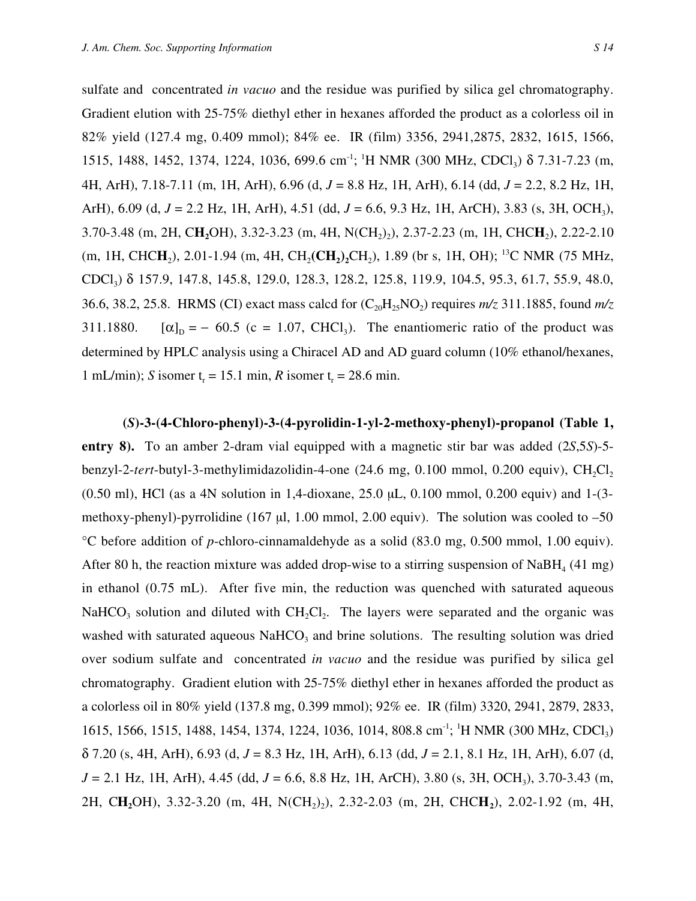sulfate and concentrated *in vacuo* and the residue was purified by silica gel chromatography. Gradient elution with 25-75% diethyl ether in hexanes afforded the product as a colorless oil in 82% yield (127.4 mg, 0.409 mmol); 84% ee. IR (film) 3356, 2941,2875, 2832, 1615, 1566, 1515, 1488, 1452, 1374, 1224, 1036, 699.6 $cm^{-1}$; $^{1}H$ NMR (300 MHz, $CDCl_3$) δ 7.31-7.23 (m, 4H, ArH), 7.18-7.11 (m, 1H, ArH), 6.96 (d, *J* = 8.8 Hz, 1H, ArH), 6.14 (dd, *J* = 2.2, 8.2 Hz, 1H, ArH), 6.09 (d, *J* = 2.2 Hz, 1H, ArH), 4.51 (dd, *J* = 6.6, 9.3 Hz, 1H, ArCH), 3.83 (s, 3H, $OCH_3$), 3.70-3.48 (m, 2H, C**H**$_2$OH), 3.32-3.23 (m, 4H, $N(CH_2)_2$), 2.37-2.23 (m, 1H, CHC**H**$_2$), 2.22-2.10 (m, 1H, CHC**H**$_2$), 2.01-1.94 (m, 4H, $CH_2$**(CH$_2$)$_2$**$CH_2$), 1.89 (br s, 1H, OH); $^{13}C$ NMR (75 MHz, $CDCl_3$) δ 157.9, 147.8, 145.8, 129.0, 128.3, 128.2, 125.8, 119.9, 104.5, 95.3, 61.7, 55.9, 48.0, 36.6, 38.2, 25.8. HRMS (CI) exact mass calcd for ($C_{20}H_{25}NO_2$) requires *m/z* 311.1885, found *m/z* 311.1880. $[\alpha]_D = -\ 60.5$ (c = 1.07, $CHCl_3$). The enantiomeric ratio of the product was determined by HPLC analysis using a Chiracel AD and AD guard column (10% ethanol/hexanes, 1 mL/min); *S* isomer $t_r$ = 15.1 min, *R* isomer $t_r$ = 28.6 min.

**(*S*)-3-(4-Chloro-phenyl)-3-(4-pyrolidin-1-yl-2-methoxy-phenyl)-propanol (Table 1, entry 8).** To an amber 2-dram vial equipped with a magnetic stir bar was added (2*S*,5*S*)-5-benzyl-2-*tert*-butyl-3-methylimidazolidin-4-one (24.6 mg, 0.100 mmol, 0.200 equiv), $CH_2Cl_2$ (0.50 ml), HCl (as a 4N solution in 1,4-dioxane, 25.0 μL, 0.100 mmol, 0.200 equiv) and 1-(3-methoxy-phenyl)-pyrrolidine (167 μl, 1.00 mmol, 2.00 equiv). The solution was cooled to –50 °C before addition of *p*-chloro-cinnamaldehyde as a solid (83.0 mg, 0.500 mmol, 1.00 equiv). After 80 h, the reaction mixture was added drop-wise to a stirring suspension of $NaBH_4$ (41 mg) in ethanol (0.75 mL). After five min, the reduction was quenched with saturated aqueous $NaHCO_3$ solution and diluted with $CH_2Cl_2$. The layers were separated and the organic was washed with saturated aqueous $NaHCO_3$ and brine solutions. The resulting solution was dried over sodium sulfate and concentrated *in vacuo* and the residue was purified by silica gel chromatography. Gradient elution with 25-75% diethyl ether in hexanes afforded the product as a colorless oil in 80% yield (137.8 mg, 0.399 mmol); 92% ee. IR (film) 3320, 2941, 2879, 2833, 1615, 1566, 1515, 1488, 1454, 1374, 1224, 1036, 1014, 808.8 $cm^{-1}$; $^{1}H$ NMR (300 MHz, $CDCl_3$) δ 7.20 (s, 4H, ArH), 6.93 (d, *J* = 8.3 Hz, 1H, ArH), 6.13 (dd, *J* = 2.1, 8.1 Hz, 1H, ArH), 6.07 (d, *J* = 2.1 Hz, 1H, ArH), 4.45 (dd, *J* = 6.6, 8.8 Hz, 1H, ArCH), 3.80 (s, 3H, $OCH_3$), 3.70-3.43 (m, 2H, C**H$_2$**OH), 3.32-3.20 (m, 4H, $N(CH_2)_2$), 2.32-2.03 (m, 2H, CHC**H$_2$**), 2.02-1.92 (m, 4H,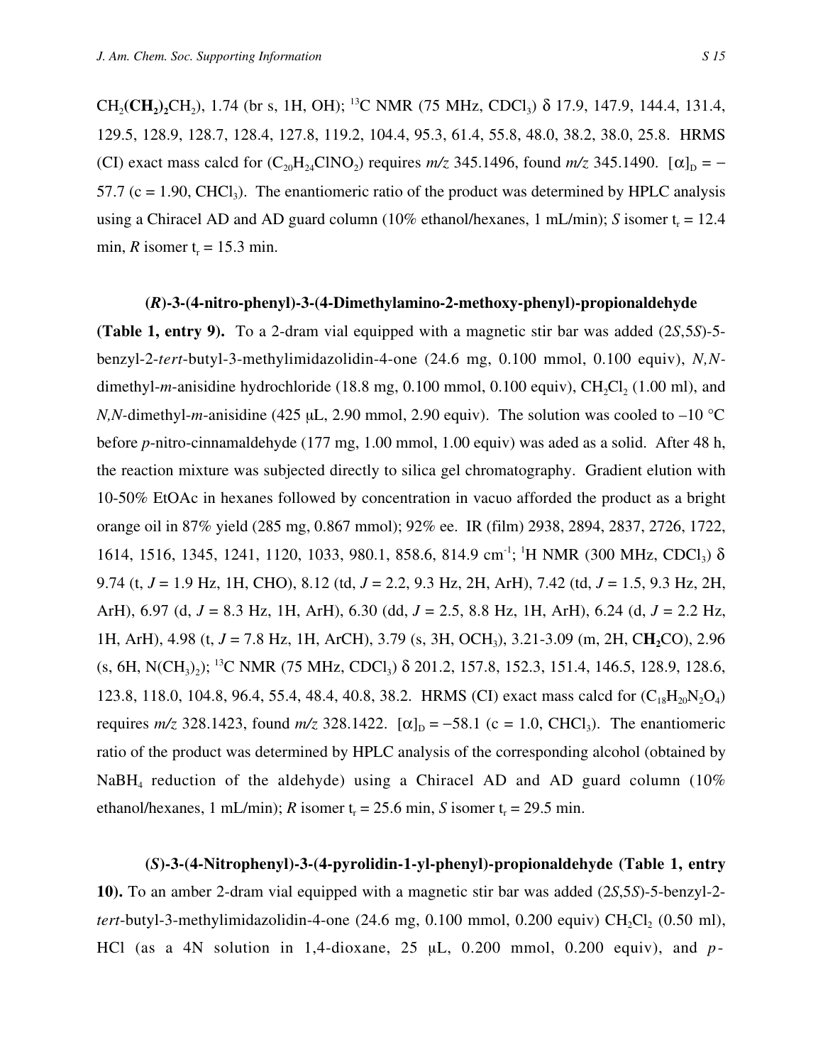$CH_2(\mathbf{CH_2})_2CH_2$), 1.74 (br s, 1H, OH); $^{13}$C NMR (75 MHz, $CDCl_3$) δ 17.9, 147.9, 144.4, 131.4, 129.5, 128.9, 128.7, 128.4, 127.8, 119.2, 104.4, 95.3, 61.4, 55.8, 48.0, 38.2, 38.0, 25.8. HRMS (CI) exact mass calcd for ($C_{20}H_{24}ClNO_2$) requires *m/z* 345.1496, found *m/z* 345.1490. $[\alpha]_D = -57.7$ (c = 1.90, $CHCl_3$). The enantiomeric ratio of the product was determined by HPLC analysis using a Chiracel AD and AD guard column (10% ethanol/hexanes, 1 mL/min); *S* isomer $t_r$ = 12.4 min, *R* isomer $t_r$ = 15.3 min.

**(*R*)-3-(4-nitro-phenyl)-3-(4-Dimethylamino-2-methoxy-phenyl)-propionaldehyde (Table 1, entry 9).** To a 2-dram vial equipped with a magnetic stir bar was added (2*S*,5*S*)-5-benzyl-2-*tert*-butyl-3-methylimidazolidin-4-one (24.6 mg, 0.100 mmol, 0.100 equiv), *N,N*-dimethyl-*m*-anisidine hydrochloride (18.8 mg, 0.100 mmol, 0.100 equiv), $CH_2Cl_2$ (1.00 ml), and *N,N*-dimethyl-*m*-anisidine (425 μL, 2.90 mmol, 2.90 equiv). The solution was cooled to –10 °C before *p*-nitro-cinnamaldehyde (177 mg, 1.00 mmol, 1.00 equiv) was aded as a solid. After 48 h, the reaction mixture was subjected directly to silica gel chromatography. Gradient elution with 10-50% EtOAc in hexanes followed by concentration in vacuo afforded the product as a bright orange oil in 87% yield (285 mg, 0.867 mmol); 92% ee. IR (film) 2938, 2894, 2837, 2726, 1722, 1614, 1516, 1345, 1241, 1120, 1033, 980.1, 858.6, 814.9 cm$^{-1}$; $^1$H NMR (300 MHz, $CDCl_3$) δ 9.74 (t, *J* = 1.9 Hz, 1H, CHO), 8.12 (td, *J* = 2.2, 9.3 Hz, 2H, ArH), 7.42 (td, *J* = 1.5, 9.3 Hz, 2H, ArH), 6.97 (d, *J* = 8.3 Hz, 1H, ArH), 6.30 (dd, *J* = 2.5, 8.8 Hz, 1H, ArH), 6.24 (d, *J* = 2.2 Hz, 1H, ArH), 4.98 (t, *J* = 7.8 Hz, 1H, ArCH), 3.79 (s, 3H, $OCH_3$), 3.21-3.09 (m, 2H, C$\mathbf{H_2}$CO), 2.96 (s, 6H, $N(CH_3)_2$); $^{13}$C NMR (75 MHz, $CDCl_3$) δ 201.2, 157.8, 152.3, 151.4, 146.5, 128.9, 128.6, 123.8, 118.0, 104.8, 96.4, 55.4, 48.4, 40.8, 38.2. HRMS (CI) exact mass calcd for ($C_{18}H_{20}N_2O_4$) requires *m/z* 328.1423, found *m/z* 328.1422. $[\alpha]_D = -58.1$ (c = 1.0, $CHCl_3$). The enantiomeric ratio of the product was determined by HPLC analysis of the corresponding alcohol (obtained by $NaBH_4$ reduction of the aldehyde) using a Chiracel AD and AD guard column (10% ethanol/hexanes, 1 mL/min); *R* isomer $t_r$ = 25.6 min, *S* isomer $t_r$ = 29.5 min.

**(*S*)-3-(4-Nitrophenyl)-3-(4-pyrolidin-1-yl-phenyl)-propionaldehyde (Table 1, entry 10).** To an amber 2-dram vial equipped with a magnetic stir bar was added (2*S*,5*S*)-5-benzyl-2-*tert*-butyl-3-methylimidazolidin-4-one (24.6 mg, 0.100 mmol, 0.200 equiv) $CH_2Cl_2$ (0.50 ml), HCl (as a 4N solution in 1,4-dioxane, 25 μL, 0.200 mmol, 0.200 equiv), and *p*-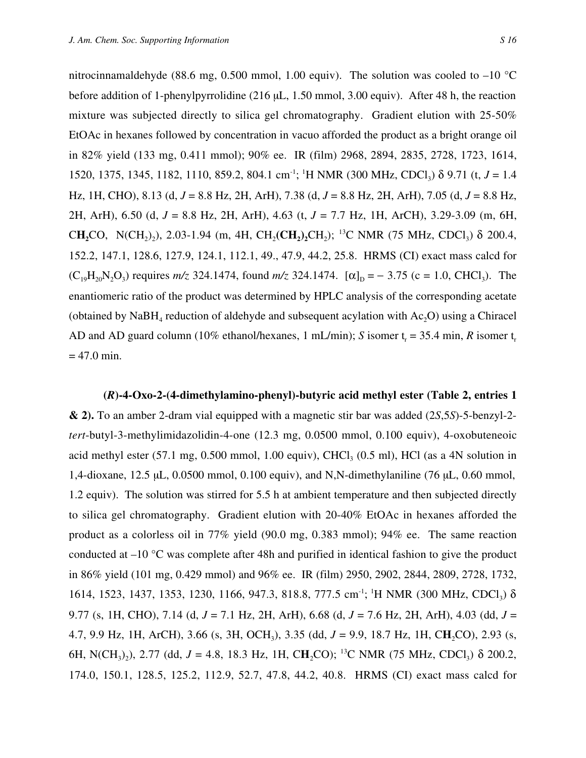nitrocinnamaldehyde (88.6 mg, 0.500 mmol, 1.00 equiv). The solution was cooled to –10 °C before addition of 1-phenylpyrrolidine (216 μL, 1.50 mmol, 3.00 equiv). After 48 h, the reaction mixture was subjected directly to silica gel chromatography. Gradient elution with 25-50% EtOAc in hexanes followed by concentration in vacuo afforded the product as a bright orange oil in 82% yield (133 mg, 0.411 mmol); 90% ee. IR (film) 2968, 2894, 2835, 2728, 1723, 1614, 1520, 1375, 1345, 1182, 1110, 859.2, 804.1 cm$^{-1}$; $^{1}$H NMR (300 MHz, $CDCl_3$) δ 9.71 (t, *J* = 1.4 Hz, 1H, CHO), 8.13 (d, *J* = 8.8 Hz, 2H, ArH), 7.38 (d, *J* = 8.8 Hz, 2H, ArH), 7.05 (d, *J* = 8.8 Hz, 2H, ArH), 6.50 (d, *J* = 8.8 Hz, 2H, ArH), 4.63 (t, *J* = 7.7 Hz, 1H, ArCH), 3.29-3.09 (m, 6H, C**H**$_2$CO, N($CH_2$)$_2$), 2.03-1.94 (m, 4H, $CH_2$(**CH$_2$**)$_2$$CH_2$); $^{13}$C NMR (75 MHz, $CDCl_3$) δ 200.4, 152.2, 147.1, 128.6, 127.9, 124.1, 112.1, 49., 47.9, 44.2, 25.8. HRMS (CI) exact mass calcd for ($C_{19}H_{20}N_2O_3$) requires *m/z* 324.1474, found *m/z* 324.1474. $[\alpha]_D = -3.75$ (c = 1.0, $CHCl_3$). The enantiomeric ratio of the product was determined by HPLC analysis of the corresponding acetate (obtained by $NaBH_4$ reduction of aldehyde and subsequent acylation with $Ac_2O$) using a Chiracel AD and AD guard column (10% ethanol/hexanes, 1 mL/min); *S* isomer $t_r$ = 35.4 min, *R* isomer $t_r$ = 47.0 min.

**(*R*)-4-Oxo-2-(4-dimethylamino-phenyl)-butyric acid methyl ester (Table 2, entries 1 & 2).** To an amber 2-dram vial equipped with a magnetic stir bar was added (2*S*,5*S*)-5-benzyl-2-*tert*-butyl-3-methylimidazolidin-4-one (12.3 mg, 0.0500 mmol, 0.100 equiv), 4-oxobuteneoic acid methyl ester (57.1 mg, 0.500 mmol, 1.00 equiv), $CHCl_3$ (0.5 ml), HCl (as a 4N solution in 1,4-dioxane, 12.5 μL, 0.0500 mmol, 0.100 equiv), and N,N-dimethylaniline (76 μL, 0.60 mmol, 1.2 equiv). The solution was stirred for 5.5 h at ambient temperature and then subjected directly to silica gel chromatography. Gradient elution with 20-40% EtOAc in hexanes afforded the product as a colorless oil in 77% yield (90.0 mg, 0.383 mmol); 94% ee. The same reaction conducted at –10 °C was complete after 48h and purified in identical fashion to give the product in 86% yield (101 mg, 0.429 mmol) and 96% ee. IR (film) 2950, 2902, 2844, 2809, 2728, 1732, 1614, 1523, 1437, 1353, 1230, 1166, 947.3, 818.8, 777.5 cm$^{-1}$; $^{1}$H NMR (300 MHz, $CDCl_3$) δ 9.77 (s, 1H, CHO), 7.14 (d, *J* = 7.1 Hz, 2H, ArH), 6.68 (d, *J* = 7.6 Hz, 2H, ArH), 4.03 (dd, *J* = 4.7, 9.9 Hz, 1H, ArCH), 3.66 (s, 3H, $OCH_3$), 3.35 (dd, *J* = 9.9, 18.7 Hz, 1H, C**H**$_2$CO), 2.93 (s, 6H, N($CH_3$)$_2$), 2.77 (dd, *J* = 4.8, 18.3 Hz, 1H, C**H**$_2$CO); $^{13}$C NMR (75 MHz, $CDCl_3$) δ 200.2, 174.0, 150.1, 128.5, 125.2, 112.9, 52.7, 47.8, 44.2, 40.8. HRMS (CI) exact mass calcd for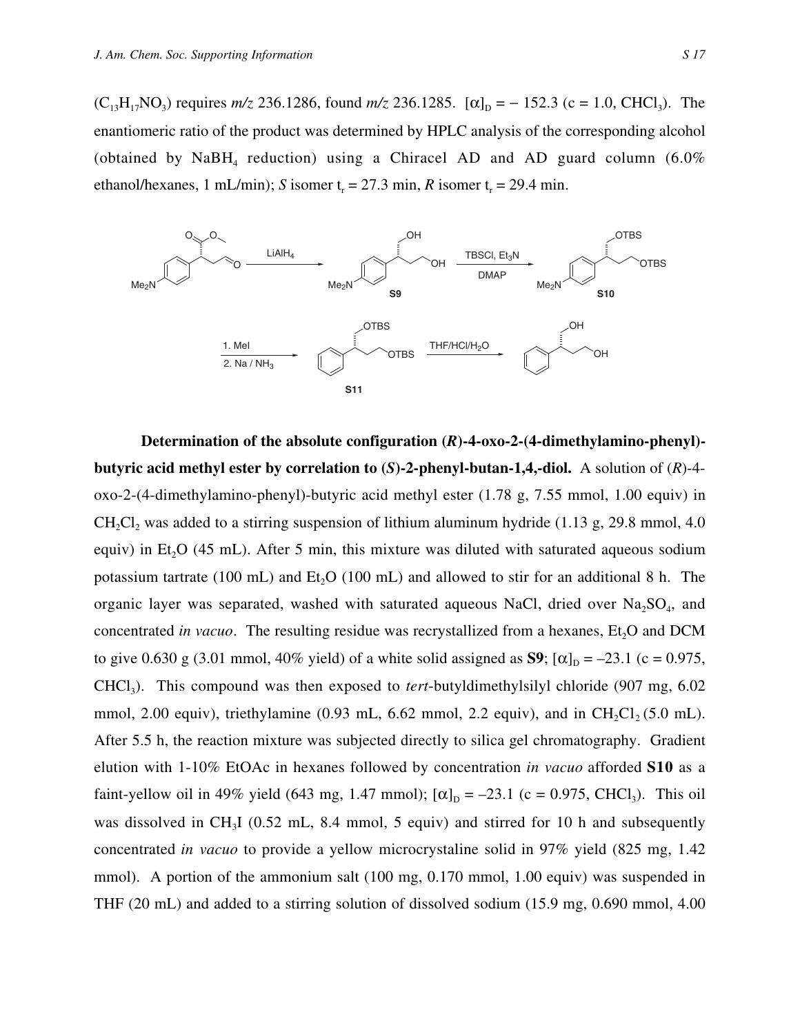($C_{13}H_{17}NO_3$) requires *m/z* 236.1286, found *m/z* 236.1285. $[\alpha]_D = -152.3$ (c = 1.0, $CHCl_3$). The enantiomeric ratio of the product was determined by HPLC analysis of the corresponding alcohol (obtained by $NaBH_4$ reduction) using a Chiracel AD and AD guard column (6.0% ethanol/hexanes, 1 mL/min); *S* isomer $t_r$ = 27.3 min, *R* isomer $t_r$ = 29.4 min.

**Determination of the absolute configuration (*R*)-4-oxo-2-(4-dimethylamino-phenyl)-butyric acid methyl ester by correlation to (*S*)-2-phenyl-butan-1,4,-diol.** A solution of (*R*)-4-oxo-2-(4-dimethylamino-phenyl)-butyric acid methyl ester (1.78 g, 7.55 mmol, 1.00 equiv) in $CH_2Cl_2$ was added to a stirring suspension of lithium aluminum hydride (1.13 g, 29.8 mmol, 4.0 equiv) in $Et_2O$ (45 mL). After 5 min, this mixture was diluted with saturated aqueous sodium potassium tartrate (100 mL) and $Et_2O$ (100 mL) and allowed to stir for an additional 8 h. The organic layer was separated, washed with saturated aqueous NaCl, dried over $Na_2SO_4$, and concentrated *in vacuo*. The resulting residue was recrystallized from a hexanes, $Et_2O$ and DCM to give 0.630 g (3.01 mmol, 40% yield) of a white solid assigned as **S9**; $[\alpha]_D = -23.1$ (c = 0.975, $CHCl_3$). This compound was then exposed to *tert*-butyldimethylsilyl chloride (907 mg, 6.02 mmol, 2.00 equiv), triethylamine (0.93 mL, 6.62 mmol, 2.2 equiv), and in $CH_2Cl_2$ (5.0 mL). After 5.5 h, the reaction mixture was subjected directly to silica gel chromatography. Gradient elution with 1-10% EtOAc in hexanes followed by concentration *in vacuo* afforded **S10** as a faint-yellow oil in 49% yield (643 mg, 1.47 mmol); $[\alpha]_D = -23.1$ (c = 0.975, $CHCl_3$). This oil was dissolved in $CH_3I$ (0.52 mL, 8.4 mmol, 5 equiv) and stirred for 10 h and subsequently concentrated *in vacuo* to provide a yellow microcrystaline solid in 97% yield (825 mg, 1.42 mmol). A portion of the ammonium salt (100 mg, 0.170 mmol, 1.00 equiv) was suspended in THF (20 mL) and added to a stirring solution of dissolved sodium (15.9 mg, 0.690 mmol, 4.00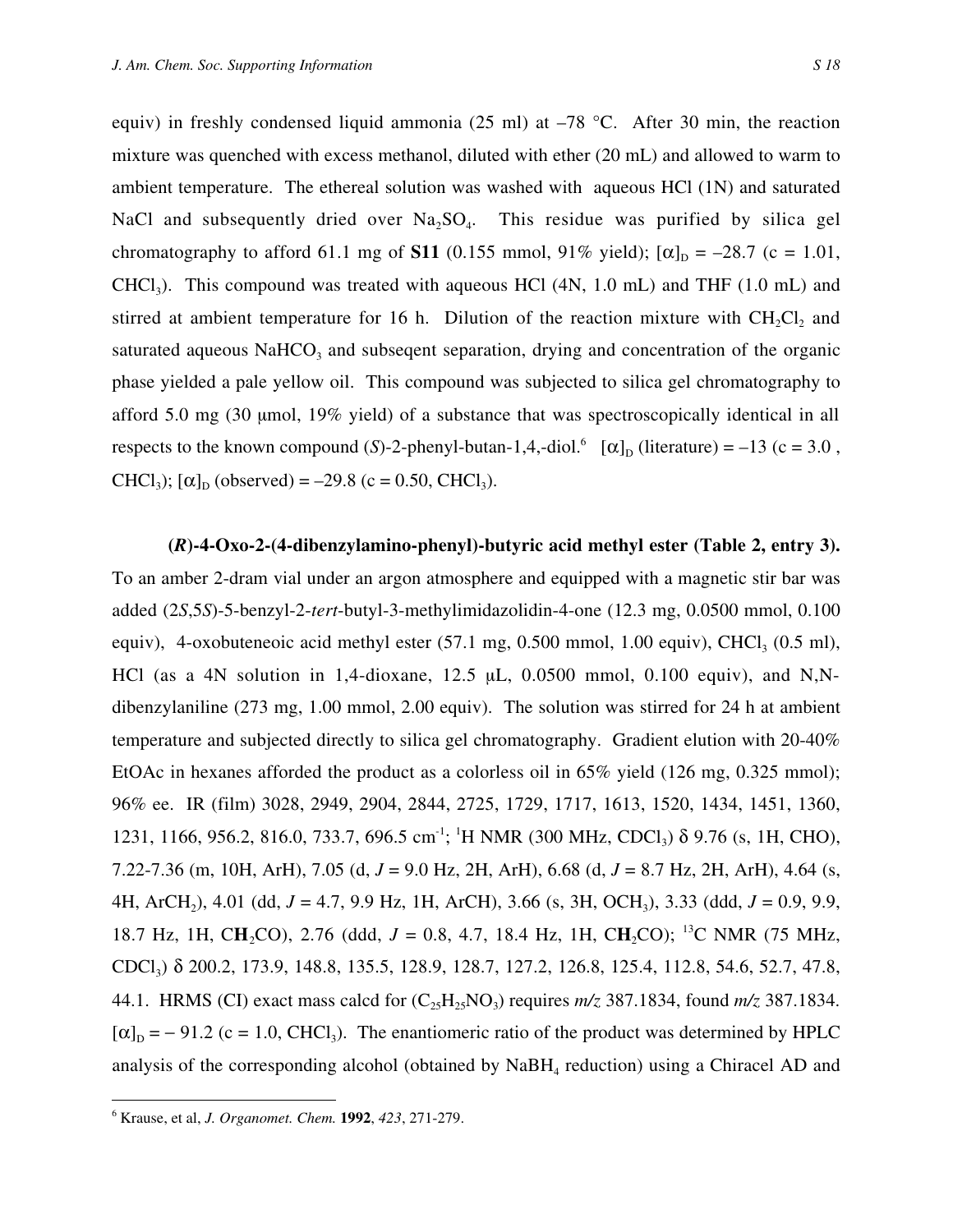equiv) in freshly condensed liquid ammonia (25 ml) at –78 °C. After 30 min, the reaction mixture was quenched with excess methanol, diluted with ether (20 mL) and allowed to warm to ambient temperature. The ethereal solution was washed with aqueous HCl (1N) and saturated NaCl and subsequently dried over $Na_2SO_4$. This residue was purified by silica gel chromatography to afford 61.1 mg of **S11** (0.155 mmol, 91% yield); $[\alpha]_D$ = –28.7 (c = 1.01, $CHCl_3$). This compound was treated with aqueous HCl (4N, 1.0 mL) and THF (1.0 mL) and stirred at ambient temperature for 16 h. Dilution of the reaction mixture with $CH_2Cl_2$ and saturated aqueous $NaHCO_3$ and subseqent separation, drying and concentration of the organic phase yielded a pale yellow oil. This compound was subjected to silica gel chromatography to afford 5.0 mg (30 μmol, 19% yield) of a substance that was spectroscopically identical in all respects to the known compound (*S*)-2-phenyl-butan-1,4,-diol.[6] $[\alpha]_D$ (literature) = –13 (c = 3.0 , $CHCl_3$); $[\alpha]_D$ (observed) = –29.8 (c = 0.50, $CHCl_3$).

**(*R*)-4-Oxo-2-(4-dibenzylamino-phenyl)-butyric acid methyl ester (Table 2, entry 3).** To an amber 2-dram vial under an argon atmosphere and equipped with a magnetic stir bar was added (2*S*,5*S*)-5-benzyl-2-*tert*-butyl-3-methylimidazolidin-4-one (12.3 mg, 0.0500 mmol, 0.100 equiv), 4-oxobuteneoic acid methyl ester (57.1 mg, 0.500 mmol, 1.00 equiv), $CHCl_3$ (0.5 ml), HCl (as a 4N solution in 1,4-dioxane, 12.5 μL, 0.0500 mmol, 0.100 equiv), and N,N-dibenzylaniline (273 mg, 1.00 mmol, 2.00 equiv). The solution was stirred for 24 h at ambient temperature and subjected directly to silica gel chromatography. Gradient elution with 20-40% EtOAc in hexanes afforded the product as a colorless oil in 65% yield (126 mg, 0.325 mmol); 96% ee. IR (film) 3028, 2949, 2904, 2844, 2725, 1729, 1717, 1613, 1520, 1434, 1451, 1360, 1231, 1166, 956.2, 816.0, 733.7, 696.5 $cm^{-1}$; $^1H$ NMR (300 MHz, $CDCl_3$) δ 9.76 (s, 1H, CHO), 7.22-7.36 (m, 10H, ArH), 7.05 (d, *J* = 9.0 Hz, 2H, ArH), 6.68 (d, *J* = 8.7 Hz, 2H, ArH), 4.64 (s, 4H, $ArCH_2$), 4.01 (dd, *J* = 4.7, 9.9 Hz, 1H, ArCH), 3.66 (s, 3H, $OCH_3$), 3.33 (ddd, *J* = 0.9, 9.9, 18.7 Hz, 1H, C**H**$_2$CO), 2.76 (ddd, *J* = 0.8, 4.7, 18.4 Hz, 1H, C**H**$_2$CO); $^{13}C$ NMR (75 MHz, $CDCl_3$) δ 200.2, 173.9, 148.8, 135.5, 128.9, 128.7, 127.2, 126.8, 125.4, 112.8, 54.6, 52.7, 47.8, 44.1. HRMS (CI) exact mass calcd for ($C_{25}H_{25}NO_3$) requires *m/z* 387.1834, found *m/z* 387.1834. $[\alpha]_D$ = – 91.2 (c = 1.0, $CHCl_3$). The enantiomeric ratio of the product was determined by HPLC analysis of the corresponding alcohol (obtained by $NaBH_4$ reduction) using a Chiracel AD and

[6] Krause, et al, *J. Organomet. Chem.* **1992**, *423*, 271-279.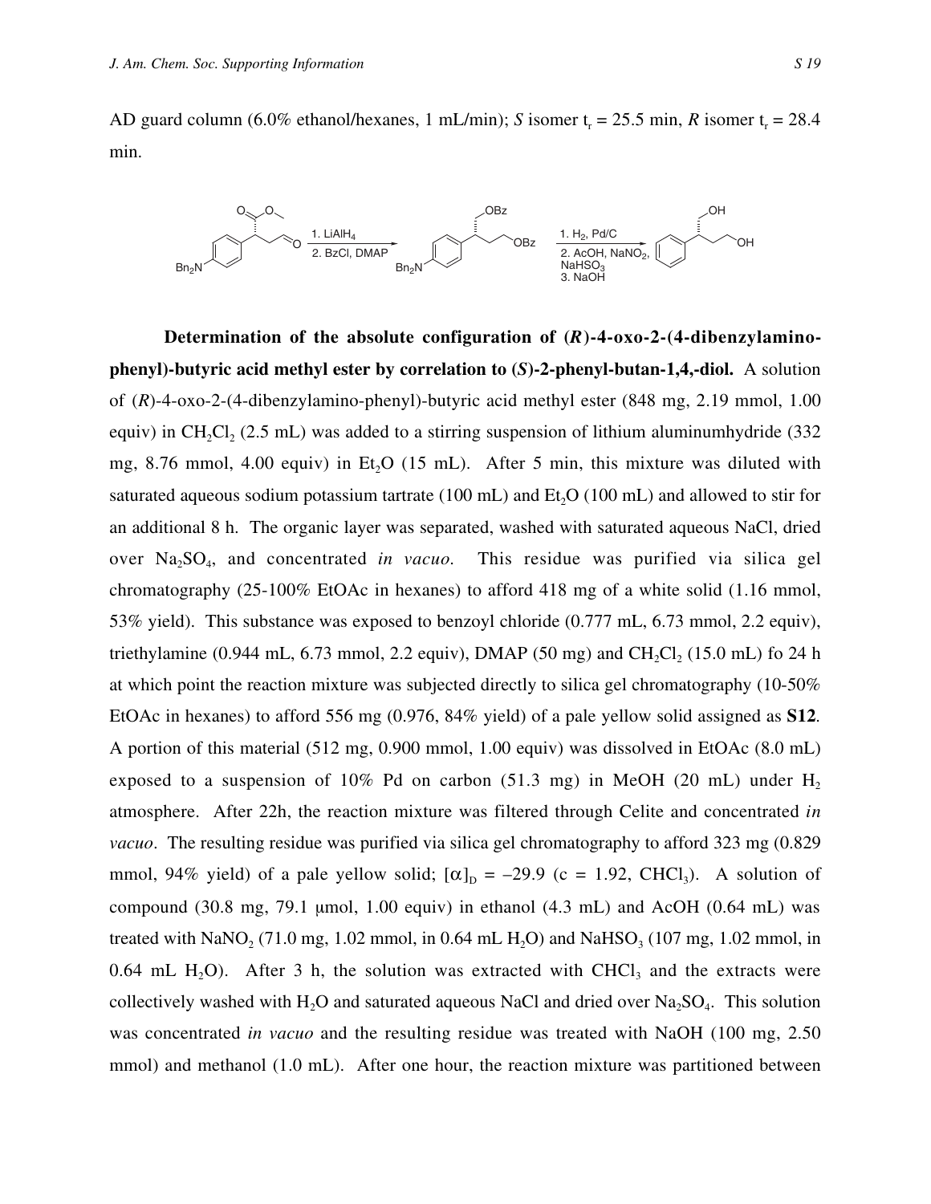AD guard column (6.0% ethanol/hexanes, 1 mL/min); *S* isomer $t_r$ = 25.5 min, *R* isomer $t_r$ = 28.4 min.

**Determination of the absolute configuration of (*R*)-4-oxo-2-(4-dibenzylamino-phenyl)-butyric acid methyl ester by correlation to (*S*)-2-phenyl-butan-1,4,-diol.** A solution of (*R*)-4-oxo-2-(4-dibenzylamino-phenyl)-butyric acid methyl ester (848 mg, 2.19 mmol, 1.00 equiv) in $CH_2Cl_2$ (2.5 mL) was added to a stirring suspension of lithium aluminumhydride (332 mg, 8.76 mmol, 4.00 equiv) in $Et_2O$ (15 mL). After 5 min, this mixture was diluted with saturated aqueous sodium potassium tartrate (100 mL) and $Et_2O$ (100 mL) and allowed to stir for an additional 8 h. The organic layer was separated, washed with saturated aqueous NaCl, dried over $Na_2SO_4$, and concentrated *in vacuo*. This residue was purified via silica gel chromatography (25-100% EtOAc in hexanes) to afford 418 mg of a white solid (1.16 mmol, 53% yield). This substance was exposed to benzoyl chloride (0.777 mL, 6.73 mmol, 2.2 equiv), triethylamine (0.944 mL, 6.73 mmol, 2.2 equiv), DMAP (50 mg) and $CH_2Cl_2$ (15.0 mL) fo 24 h at which point the reaction mixture was subjected directly to silica gel chromatography (10-50% EtOAc in hexanes) to afford 556 mg (0.976, 84% yield) of a pale yellow solid assigned as **S12**. A portion of this material (512 mg, 0.900 mmol, 1.00 equiv) was dissolved in EtOAc (8.0 mL) exposed to a suspension of 10% Pd on carbon (51.3 mg) in MeOH (20 mL) under $H_2$ atmosphere. After 22h, the reaction mixture was filtered through Celite and concentrated *in vacuo*. The resulting residue was purified via silica gel chromatography to afford 323 mg (0.829 mmol, 94% yield) of a pale yellow solid; $[\alpha]_D$ = –29.9 (c = 1.92, $CHCl_3$). A solution of compound (30.8 mg, 79.1 μmol, 1.00 equiv) in ethanol (4.3 mL) and AcOH (0.64 mL) was treated with $NaNO_2$ (71.0 mg, 1.02 mmol, in 0.64 mL $H_2O$) and $NaHSO_3$ (107 mg, 1.02 mmol, in 0.64 mL $H_2O$). After 3 h, the solution was extracted with $CHCl_3$ and the extracts were collectively washed with $H_2O$ and saturated aqueous NaCl and dried over $Na_2SO_4$. This solution was concentrated *in vacuo* and the resulting residue was treated with NaOH (100 mg, 2.50 mmol) and methanol (1.0 mL). After one hour, the reaction mixture was partitioned between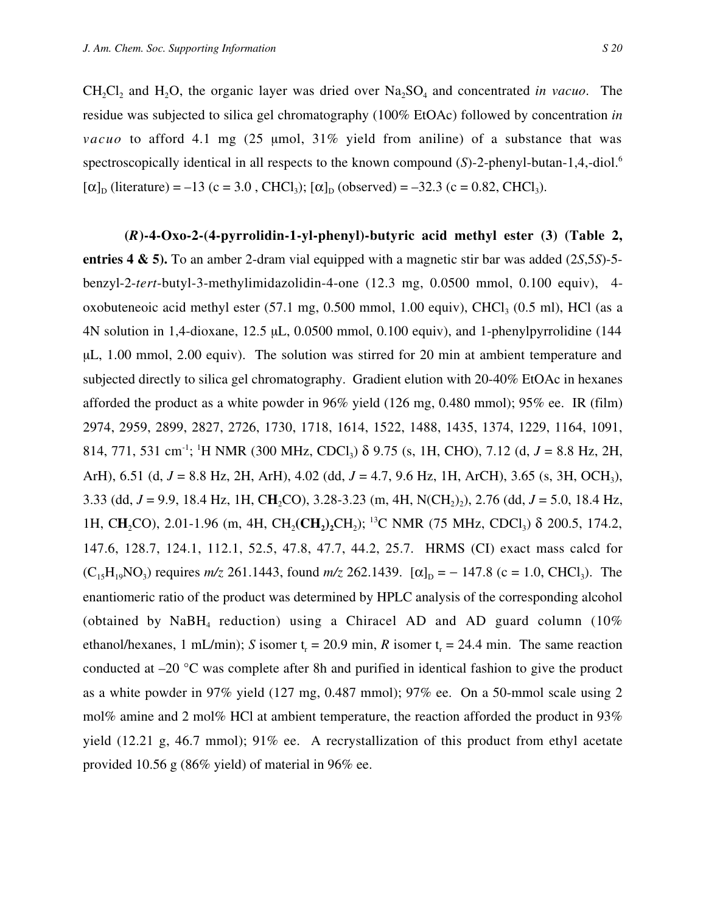$CH_2Cl_2$ and $H_2O$, the organic layer was dried over $Na_2SO_4$ and concentrated *in vacuo*. The residue was subjected to silica gel chromatography (100% EtOAc) followed by concentration *in vacuo* to afford 4.1 mg (25 μmol, 31% yield from aniline) of a substance that was spectroscopically identical in all respects to the known compound (*S*)-2-phenyl-butan-1,4,-diol.[6] $[\alpha]_D$ (literature) = –13 (c = 3.0 , $CHCl_3$); $[\alpha]_D$ (observed) = –32.3 (c = 0.82, $CHCl_3$).

**(*R*)-4-Oxo-2-(4-pyrrolidin-1-yl-phenyl)-butyric acid methyl ester (3) (Table 2, entries 4 & 5).** To an amber 2-dram vial equipped with a magnetic stir bar was added (2*S*,5*S*)-5-benzyl-2-*tert*-butyl-3-methylimidazolidin-4-one (12.3 mg, 0.0500 mmol, 0.100 equiv), 4-oxobuteneoic acid methyl ester (57.1 mg, 0.500 mmol, 1.00 equiv), $CHCl_3$ (0.5 ml), HCl (as a 4N solution in 1,4-dioxane, 12.5 μL, 0.0500 mmol, 0.100 equiv), and 1-phenylpyrrolidine (144 μL, 1.00 mmol, 2.00 equiv). The solution was stirred for 20 min at ambient temperature and subjected directly to silica gel chromatography. Gradient elution with 20-40% EtOAc in hexanes afforded the product as a white powder in 96% yield (126 mg, 0.480 mmol); 95% ee. IR (film) 2974, 2959, 2899, 2827, 2726, 1730, 1718, 1614, 1522, 1488, 1435, 1374, 1229, 1164, 1091, 814, 771, 531 $cm^{-1}$; $^1H$ NMR (300 MHz, $CDCl_3$) δ 9.75 (s, 1H, CHO), 7.12 (d, *J* = 8.8 Hz, 2H, ArH), 6.51 (d, *J* = 8.8 Hz, 2H, ArH), 4.02 (dd, *J* = 4.7, 9.6 Hz, 1H, ArCH), 3.65 (s, 3H, $OCH_3$), 3.33 (dd, *J* = 9.9, 18.4 Hz, 1H, C**H**$_2$CO), 3.28-3.23 (m, 4H, $N(CH_2)_2$), 2.76 (dd, *J* = 5.0, 18.4 Hz, 1H, C**H**$_2$CO), 2.01-1.96 (m, 4H, $CH_2$(**CH$_2$**)$_2$$CH_2$); $^{13}C$ NMR (75 MHz, $CDCl_3$) δ 200.5, 174.2, 147.6, 128.7, 124.1, 112.1, 52.5, 47.8, 47.7, 44.2, 25.7. HRMS (CI) exact mass calcd for ($C_{15}H_{19}NO_3$) requires *m/z* 261.1443, found *m/z* 262.1439. $[\alpha]_D$ = − 147.8 (c = 1.0, $CHCl_3$). The enantiomeric ratio of the product was determined by HPLC analysis of the corresponding alcohol (obtained by $NaBH_4$ reduction) using a Chiracel AD and AD guard column (10% ethanol/hexanes, 1 mL/min); *S* isomer $t_r$ = 20.9 min, *R* isomer $t_r$ = 24.4 min. The same reaction conducted at –20 °C was complete after 8h and purified in identical fashion to give the product as a white powder in 97% yield (127 mg, 0.487 mmol); 97% ee. On a 50-mmol scale using 2 mol% amine and 2 mol% HCl at ambient temperature, the reaction afforded the product in 93% yield (12.21 g, 46.7 mmol); 91% ee. A recrystallization of this product from ethyl acetate provided 10.56 g (86% yield) of material in 96% ee.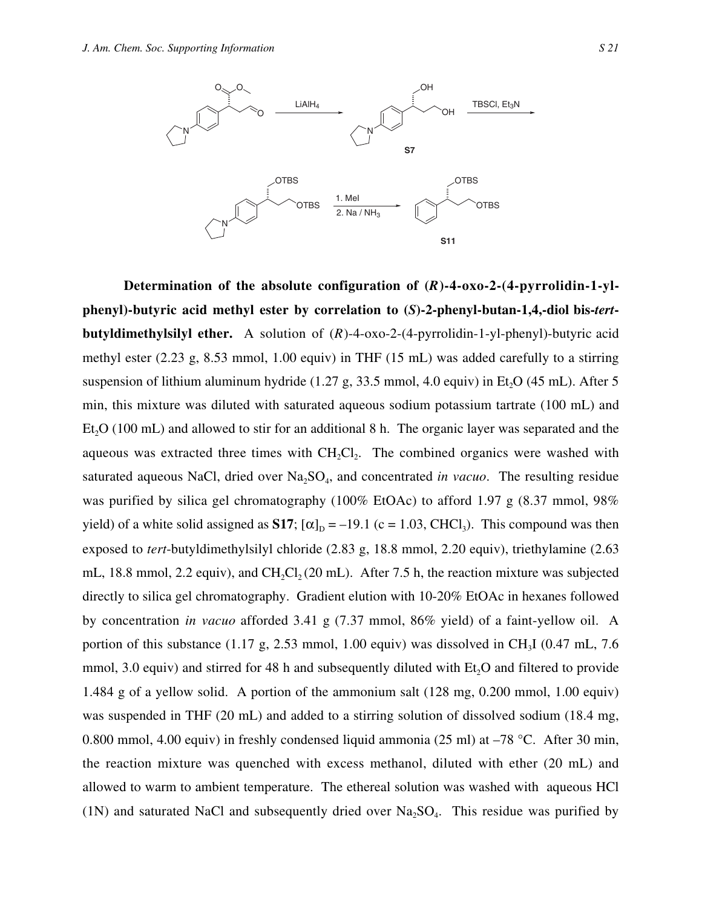**Determination of the absolute configuration of (*R*)-4-oxo-2-(4-pyrrolidin-1-yl-phenyl)-butyric acid methyl ester by correlation to (*S*)-2-phenyl-butan-1,4,-diol bis-*tert*-butyldimethylsilyl ether.** A solution of (*R*)-4-oxo-2-(4-pyrrolidin-1-yl-phenyl)-butyric acid methyl ester (2.23 g, 8.53 mmol, 1.00 equiv) in THF (15 mL) was added carefully to a stirring suspension of lithium aluminum hydride (1.27 g, 33.5 mmol, 4.0 equiv) in $Et_2O$ (45 mL). After 5 min, this mixture was diluted with saturated aqueous sodium potassium tartrate (100 mL) and $Et_2O$ (100 mL) and allowed to stir for an additional 8 h. The organic layer was separated and the aqueous was extracted three times with $CH_2Cl_2$. The combined organics were washed with saturated aqueous NaCl, dried over $Na_2SO_4$, and concentrated *in vacuo*. The resulting residue was purified by silica gel chromatography (100% EtOAc) to afford 1.97 g (8.37 mmol, 98% yield) of a white solid assigned as **S17**; $[\alpha]_D = -19.1$ (c = 1.03, $CHCl_3$). This compound was then exposed to *tert*-butyldimethylsilyl chloride (2.83 g, 18.8 mmol, 2.20 equiv), triethylamine (2.63 mL, 18.8 mmol, 2.2 equiv), and $CH_2Cl_2$ (20 mL). After 7.5 h, the reaction mixture was subjected directly to silica gel chromatography. Gradient elution with 10-20% EtOAc in hexanes followed by concentration *in vacuo* afforded 3.41 g (7.37 mmol, 86% yield) of a faint-yellow oil. A portion of this substance (1.17 g, 2.53 mmol, 1.00 equiv) was dissolved in $CH_3I$ (0.47 mL, 7.6 mmol, 3.0 equiv) and stirred for 48 h and subsequently diluted with $Et_2O$ and filtered to provide 1.484 g of a yellow solid. A portion of the ammonium salt (128 mg, 0.200 mmol, 1.00 equiv) was suspended in THF (20 mL) and added to a stirring solution of dissolved sodium (18.4 mg, 0.800 mmol, 4.00 equiv) in freshly condensed liquid ammonia (25 ml) at –78 °C. After 30 min, the reaction mixture was quenched with excess methanol, diluted with ether (20 mL) and allowed to warm to ambient temperature. The ethereal solution was washed with aqueous HCl (1N) and saturated NaCl and subsequently dried over $Na_2SO_4$. This residue was purified by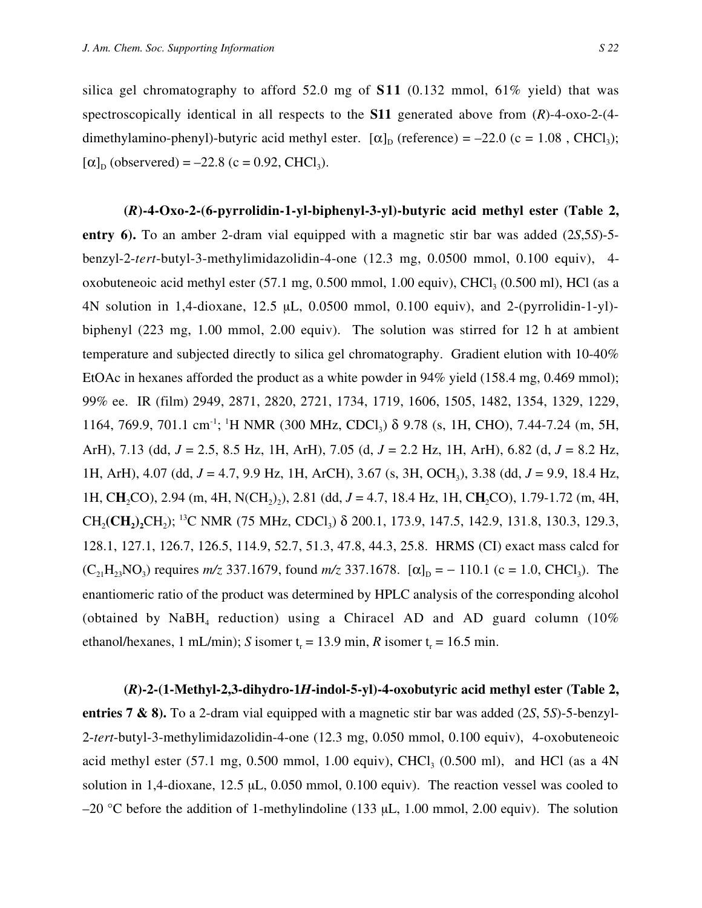silica gel chromatography to afford 52.0 mg of **S11** (0.132 mmol, 61% yield) that was spectroscopically identical in all respects to the **S11** generated above from (*R*)-4-oxo-2-(4-dimethylamino-phenyl)-butyric acid methyl ester. $[\alpha]_D$ (reference) = –22.0 (c = 1.08 , $CHCl_3$); $[\alpha]_D$ (observered) = –22.8 (c = 0.92, $CHCl_3$).

**(*R*)-4-Oxo-2-(6-pyrrolidin-1-yl-biphenyl-3-yl)-butyric acid methyl ester (Table 2, entry 6).** To an amber 2-dram vial equipped with a magnetic stir bar was added (2*S*,5*S*)-5-benzyl-2-*tert*-butyl-3-methylimidazolidin-4-one (12.3 mg, 0.0500 mmol, 0.100 equiv), 4-oxobuteneoic acid methyl ester (57.1 mg, 0.500 mmol, 1.00 equiv), $CHCl_3$ (0.500 ml), HCl (as a 4N solution in 1,4-dioxane, 12.5 μL, 0.0500 mmol, 0.100 equiv), and 2-(pyrrolidin-1-yl)-biphenyl (223 mg, 1.00 mmol, 2.00 equiv). The solution was stirred for 12 h at ambient temperature and subjected directly to silica gel chromatography. Gradient elution with 10-40% EtOAc in hexanes afforded the product as a white powder in 94% yield (158.4 mg, 0.469 mmol); 99% ee. IR (film) 2949, 2871, 2820, 2721, 1734, 1719, 1606, 1505, 1482, 1354, 1329, 1229, 1164, 769.9, 701.1 $cm^{-1}$; $^1H$ NMR (300 MHz, $CDCl_3$) δ 9.78 (s, 1H, CHO), 7.44-7.24 (m, 5H, ArH), 7.13 (dd, *J* = 2.5, 8.5 Hz, 1H, ArH), 7.05 (d, *J* = 2.2 Hz, 1H, ArH), 6.82 (d, *J* = 8.2 Hz, 1H, ArH), 4.07 (dd, *J* = 4.7, 9.9 Hz, 1H, ArCH), 3.67 (s, 3H, $OCH_3$), 3.38 (dd, *J* = 9.9, 18.4 Hz, 1H, C**H**$_2$CO), 2.94 (m, 4H, $N(CH_2)_2$), 2.81 (dd, *J* = 4.7, 18.4 Hz, 1H, C**H**$_2$CO), 1.79-1.72 (m, 4H, $CH_2$**(CH$_2$)$_2$**$CH_2$); $^{13}C$ NMR (75 MHz, $CDCl_3$) δ 200.1, 173.9, 147.5, 142.9, 131.8, 130.3, 129.3, 128.1, 127.1, 126.7, 126.5, 114.9, 52.7, 51.3, 47.8, 44.3, 25.8. HRMS (CI) exact mass calcd for ($C_{21}H_{23}NO_3$) requires *m/z* 337.1679, found *m/z* 337.1678. $[\alpha]_D$ = – 110.1 (c = 1.0, $CHCl_3$). The enantiomeric ratio of the product was determined by HPLC analysis of the corresponding alcohol (obtained by $NaBH_4$ reduction) using a Chiracel AD and AD guard column (10% ethanol/hexanes, 1 mL/min); *S* isomer $t_r$ = 13.9 min, *R* isomer $t_r$ = 16.5 min.

**(*R*)-2-(1-Methyl-2,3-dihydro-1*H*-indol-5-yl)-4-oxobutyric acid methyl ester (Table 2, entries 7 & 8).** To a 2-dram vial equipped with a magnetic stir bar was added (2*S*, 5*S*)-5-benzyl-2-*tert*-butyl-3-methylimidazolidin-4-one (12.3 mg, 0.050 mmol, 0.100 equiv), 4-oxobuteneoic acid methyl ester (57.1 mg, 0.500 mmol, 1.00 equiv), $CHCl_3$ (0.500 ml), and HCl (as a 4N solution in 1,4-dioxane, 12.5 μL, 0.050 mmol, 0.100 equiv). The reaction vessel was cooled to –20 °C before the addition of 1-methylindoline (133 μL, 1.00 mmol, 2.00 equiv). The solution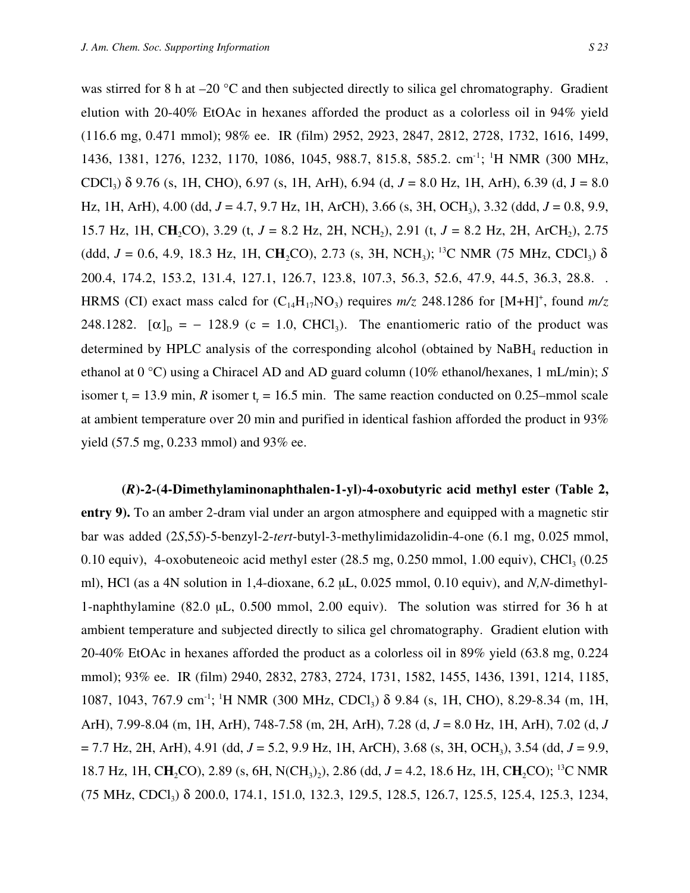was stirred for 8 h at –20 °C and then subjected directly to silica gel chromatography. Gradient elution with 20-40% EtOAc in hexanes afforded the product as a colorless oil in 94% yield (116.6 mg, 0.471 mmol); 98% ee. IR (film) 2952, 2923, 2847, 2812, 2728, 1732, 1616, 1499, 1436, 1381, 1276, 1232, 1170, 1086, 1045, 988.7, 815.8, 585.2. cm$^{-1}$; $^{1}$H NMR (300 MHz, $CDCl_3$) δ 9.76 (s, 1H, CHO), 6.97 (s, 1H, ArH), 6.94 (d, *J* = 8.0 Hz, 1H, ArH), 6.39 (d, J = 8.0 Hz, 1H, ArH), 4.00 (dd, *J* = 4.7, 9.7 Hz, 1H, ArCH), 3.66 (s, 3H, $OCH_3$), 3.32 (ddd, *J* = 0.8, 9.9, 15.7 Hz, 1H, C**H**$_2$CO), 3.29 (t, *J* = 8.2 Hz, 2H, $NCH_2$), 2.91 (t, *J* = 8.2 Hz, 2H, $ArCH_2$), 2.75 (ddd, *J* = 0.6, 4.9, 18.3 Hz, 1H, C**H**$_2$CO), 2.73 (s, 3H, $NCH_3$); $^{13}$C NMR (75 MHz, $CDCl_3$) δ 200.4, 174.2, 153.2, 131.4, 127.1, 126.7, 123.8, 107.3, 56.3, 52.6, 47.9, 44.5, 36.3, 28.8. . HRMS (CI) exact mass calcd for ($C_{14}H_{17}NO_3$) requires *m/z* 248.1286 for $[M+H]^+$, found *m/z* 248.1282. $[\alpha]_D$ = − 128.9 (c = 1.0, $CHCl_3$). The enantiomeric ratio of the product was determined by HPLC analysis of the corresponding alcohol (obtained by $NaBH_4$ reduction in ethanol at 0 °C) using a Chiracel AD and AD guard column (10% ethanol/hexanes, 1 mL/min); *S* isomer $t_r$ = 13.9 min, *R* isomer $t_r$ = 16.5 min. The same reaction conducted on 0.25–mmol scale at ambient temperature over 20 min and purified in identical fashion afforded the product in 93% yield (57.5 mg, 0.233 mmol) and 93% ee.

**(*R*)-2-(4-Dimethylaminonaphthalen-1-yl)-4-oxobutyric acid methyl ester (Table 2, entry 9).** To an amber 2-dram vial under an argon atmosphere and equipped with a magnetic stir bar was added (2*S*,5*S*)-5-benzyl-2-*tert*-butyl-3-methylimidazolidin-4-one (6.1 mg, 0.025 mmol, 0.10 equiv), 4-oxobuteneoic acid methyl ester (28.5 mg, 0.250 mmol, 1.00 equiv), $CHCl_3$ (0.25 ml), HCl (as a 4N solution in 1,4-dioxane, 6.2 μL, 0.025 mmol, 0.10 equiv), and *N,N*-dimethyl-1-naphthylamine (82.0 μL, 0.500 mmol, 2.00 equiv). The solution was stirred for 36 h at ambient temperature and subjected directly to silica gel chromatography. Gradient elution with 20-40% EtOAc in hexanes afforded the product as a colorless oil in 89% yield (63.8 mg, 0.224 mmol); 93% ee. IR (film) 2940, 2832, 2783, 2724, 1731, 1582, 1455, 1436, 1391, 1214, 1185, 1087, 1043, 767.9 cm$^{-1}$; $^{1}$H NMR (300 MHz, $CDCl_3$) δ 9.84 (s, 1H, CHO), 8.29-8.34 (m, 1H, ArH), 7.99-8.04 (m, 1H, ArH), 748-7.58 (m, 2H, ArH), 7.28 (d, *J* = 8.0 Hz, 1H, ArH), 7.02 (d, *J* = 7.7 Hz, 2H, ArH), 4.91 (dd, *J* = 5.2, 9.9 Hz, 1H, ArCH), 3.68 (s, 3H, $OCH_3$), 3.54 (dd, *J* = 9.9, 18.7 Hz, 1H, C**H**$_2$CO), 2.89 (s, 6H, $N(CH_3)_2$), 2.86 (dd, *J* = 4.2, 18.6 Hz, 1H, C**H**$_2$CO); $^{13}$C NMR (75 MHz, $CDCl_3$) δ 200.0, 174.1, 151.0, 132.3, 129.5, 128.5, 126.7, 125.5, 125.4, 125.3, 1234,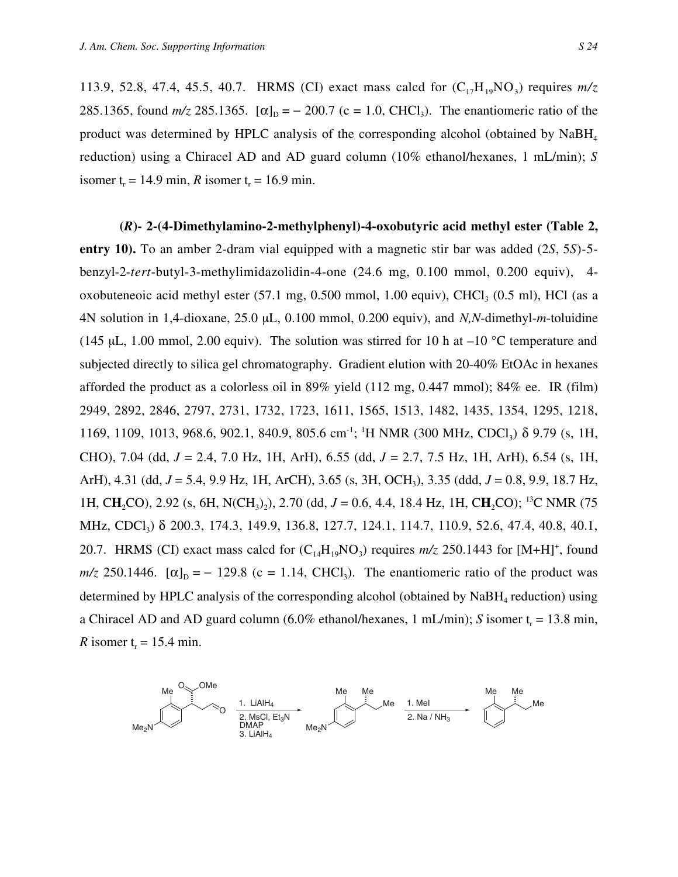113.9, 52.8, 47.4, 45.5, 40.7. HRMS (CI) exact mass calcd for ($C_{17}H_{19}NO_3$) requires *m/z* 285.1365, found *m/z* 285.1365. $[\alpha]_D = -200.7$ (c = 1.0, $CHCl_3$). The enantiomeric ratio of the product was determined by HPLC analysis of the corresponding alcohol (obtained by $NaBH_4$ reduction) using a Chiracel AD and AD guard column (10% ethanol/hexanes, 1 mL/min); *S* isomer $t_r$ = 14.9 min, *R* isomer $t_r$ = 16.9 min.

**(*R*)- 2-(4-Dimethylamino-2-methylphenyl)-4-oxobutyric acid methyl ester (Table 2, entry 10).** To an amber 2-dram vial equipped with a magnetic stir bar was added (2*S*, 5*S*)-5-benzyl-2-*tert*-butyl-3-methylimidazolidin-4-one (24.6 mg, 0.100 mmol, 0.200 equiv), 4-oxobuteneoic acid methyl ester (57.1 mg, 0.500 mmol, 1.00 equiv), $CHCl_3$ (0.5 ml), HCl (as a 4N solution in 1,4-dioxane, 25.0 μL, 0.100 mmol, 0.200 equiv), and *N,N*-dimethyl-*m*-toluidine (145 μL, 1.00 mmol, 2.00 equiv). The solution was stirred for 10 h at –10 °C temperature and subjected directly to silica gel chromatography. Gradient elution with 20-40% EtOAc in hexanes afforded the product as a colorless oil in 89% yield (112 mg, 0.447 mmol); 84% ee. IR (film) 2949, 2892, 2846, 2797, 2731, 1732, 1723, 1611, 1565, 1513, 1482, 1435, 1354, 1295, 1218, 1169, 1109, 1013, 968.6, 902.1, 840.9, 805.6 cm$^{-1}$; $^1$H NMR (300 MHz, $CDCl_3$) δ 9.79 (s, 1H, CHO), 7.04 (dd, *J* = 2.4, 7.0 Hz, 1H, ArH), 6.55 (dd, *J* = 2.7, 7.5 Hz, 1H, ArH), 6.54 (s, 1H, ArH), 4.31 (dd, *J* = 5.4, 9.9 Hz, 1H, ArCH), 3.65 (s, 3H, $OCH_3$), 3.35 (ddd, *J* = 0.8, 9.9, 18.7 Hz, 1H, C**H**$_2$CO), 2.92 (s, 6H, $N(CH_3)_2$), 2.70 (dd, *J* = 0.6, 4.4, 18.4 Hz, 1H, C**H**$_2$CO); $^{13}$C NMR (75 MHz, $CDCl_3$) δ 200.3, 174.3, 149.9, 136.8, 127.7, 124.1, 114.7, 110.9, 52.6, 47.4, 40.8, 40.1, 20.7. HRMS (CI) exact mass calcd for ($C_{14}H_{19}NO_3$) requires *m/z* 250.1443 for $[M+H]^+$, found *m/z* 250.1446. $[\alpha]_D = -129.8$ (c = 1.14, $CHCl_3$). The enantiomeric ratio of the product was determined by HPLC analysis of the corresponding alcohol (obtained by $NaBH_4$ reduction) using a Chiracel AD and AD guard column (6.0% ethanol/hexanes, 1 mL/min); *S* isomer $t_r$ = 13.8 min, *R* isomer $t_r$ = 15.4 min.

1. $LiAlH_4$ 2. MsCl, $Et_3N$ DMAP 3. $LiAlH_4$ — 1. MeI 2. Na / $NH_3$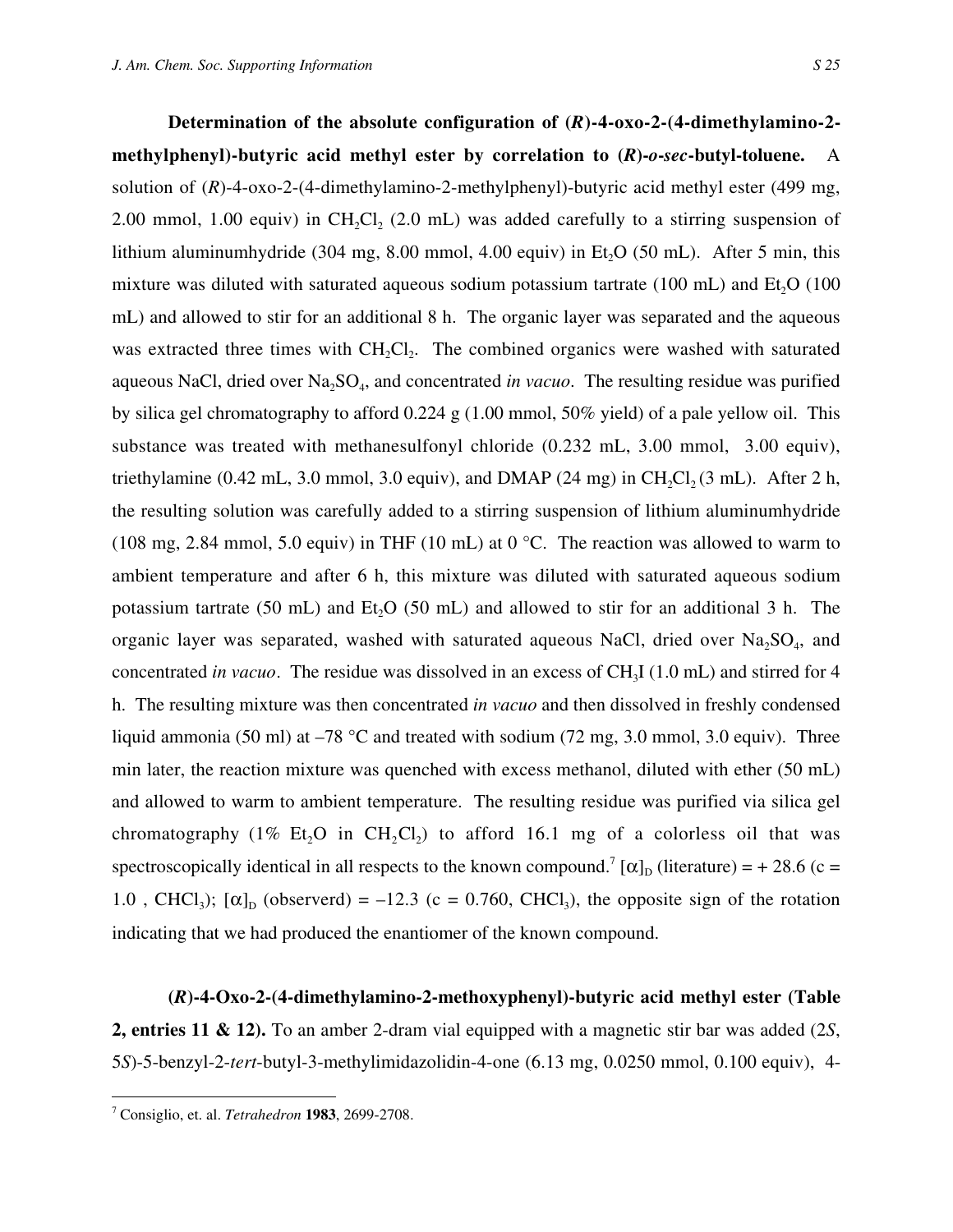**Determination of the absolute configuration of (*R*)-4-oxo-2-(4-dimethylamino-2-methylphenyl)-butyric acid methyl ester by correlation to (*R*)-*o-sec*-butyl-toluene.** A solution of (*R*)-4-oxo-2-(4-dimethylamino-2-methylphenyl)-butyric acid methyl ester (499 mg, 2.00 mmol, 1.00 equiv) in $CH_2Cl_2$ (2.0 mL) was added carefully to a stirring suspension of lithium aluminumhydride (304 mg, 8.00 mmol, 4.00 equiv) in $Et_2O$ (50 mL). After 5 min, this mixture was diluted with saturated aqueous sodium potassium tartrate (100 mL) and $Et_2O$ (100 mL) and allowed to stir for an additional 8 h. The organic layer was separated and the aqueous was extracted three times with $CH_2Cl_2$. The combined organics were washed with saturated aqueous NaCl, dried over $Na_2SO_4$, and concentrated *in vacuo*. The resulting residue was purified by silica gel chromatography to afford 0.224 g (1.00 mmol, 50% yield) of a pale yellow oil. This substance was treated with methanesulfonyl chloride (0.232 mL, 3.00 mmol, 3.00 equiv), triethylamine (0.42 mL, 3.0 mmol, 3.0 equiv), and DMAP (24 mg) in $CH_2Cl_2$ (3 mL). After 2 h, the resulting solution was carefully added to a stirring suspension of lithium aluminumhydride (108 mg, 2.84 mmol, 5.0 equiv) in THF (10 mL) at 0 °C. The reaction was allowed to warm to ambient temperature and after 6 h, this mixture was diluted with saturated aqueous sodium potassium tartrate (50 mL) and $Et_2O$ (50 mL) and allowed to stir for an additional 3 h. The organic layer was separated, washed with saturated aqueous NaCl, dried over $Na_2SO_4$, and concentrated *in vacuo*. The residue was dissolved in an excess of $CH_3I$ (1.0 mL) and stirred for 4 h. The resulting mixture was then concentrated *in vacuo* and then dissolved in freshly condensed liquid ammonia (50 ml) at –78 °C and treated with sodium (72 mg, 3.0 mmol, 3.0 equiv). Three min later, the reaction mixture was quenched with excess methanol, diluted with ether (50 mL) and allowed to warm to ambient temperature. The resulting residue was purified via silica gel chromatography (1% $Et_2O$ in $CH_2Cl_2$) to afford 16.1 mg of a colorless oil that was spectroscopically identical in all respects to the known compound.[7] $[\alpha]_D$ (literature) = + 28.6 (c = 1.0 , $CHCl_3$); $[\alpha]_D$ (observerd) = –12.3 (c = 0.760, $CHCl_3$), the opposite sign of the rotation indicating that we had produced the enantiomer of the known compound.

**(*R*)-4-Oxo-2-(4-dimethylamino-2-methoxyphenyl)-butyric acid methyl ester (Table 2, entries 11 & 12).** To an amber 2-dram vial equipped with a magnetic stir bar was added (2*S*, 5*S*)-5-benzyl-2-*tert*-butyl-3-methylimidazolidin-4-one (6.13 mg, 0.0250 mmol, 0.100 equiv), 4-

[7] Consiglio, et. al. *Tetrahedron* **1983**, 2699-2708.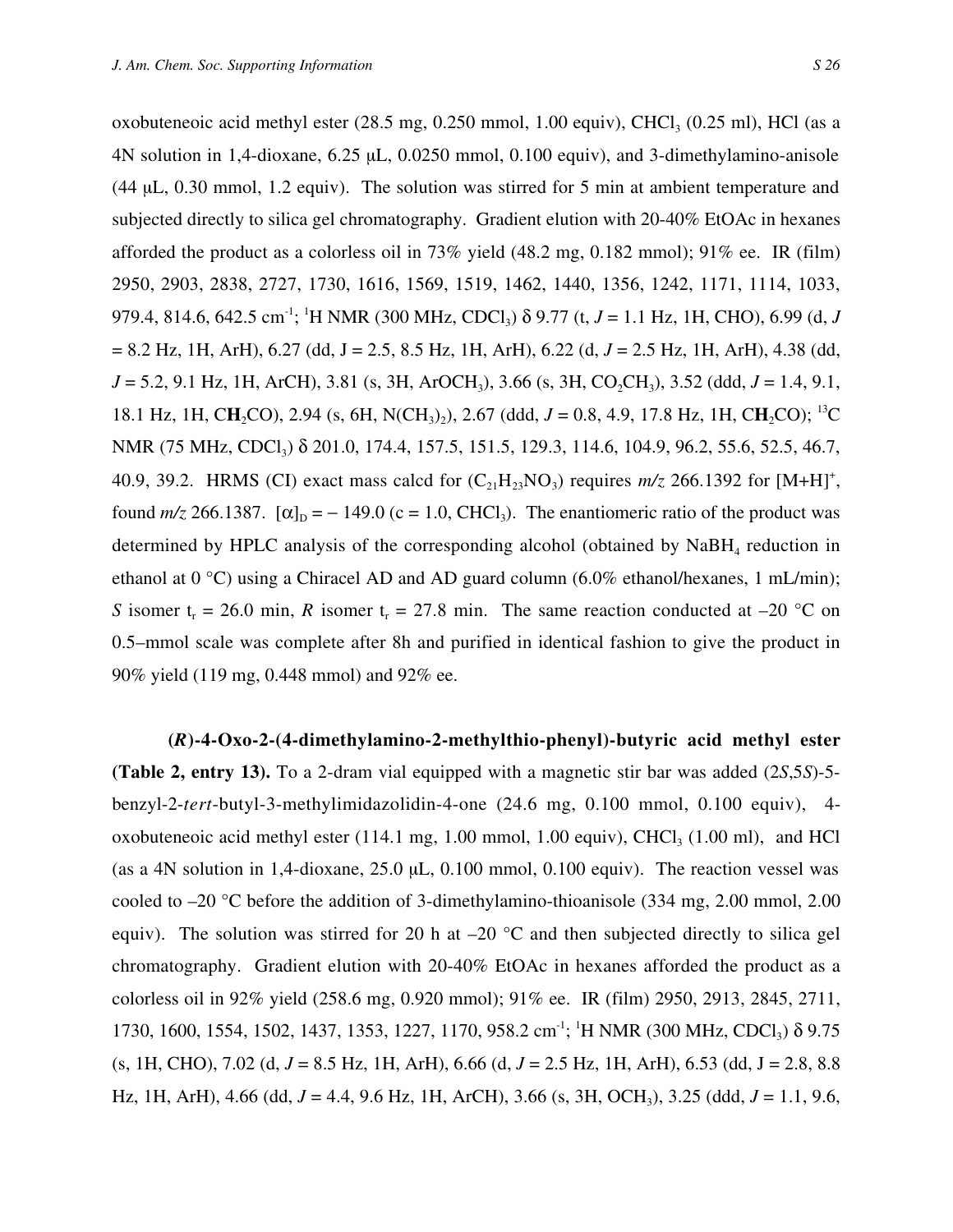oxobuteneoic acid methyl ester (28.5 mg, 0.250 mmol, 1.00 equiv), $CHCl_3$ (0.25 ml), HCl (as a 4N solution in 1,4-dioxane, 6.25 μL, 0.0250 mmol, 0.100 equiv), and 3-dimethylamino-anisole (44 μL, 0.30 mmol, 1.2 equiv). The solution was stirred for 5 min at ambient temperature and subjected directly to silica gel chromatography. Gradient elution with 20-40% EtOAc in hexanes afforded the product as a colorless oil in 73% yield (48.2 mg, 0.182 mmol); 91% ee. IR (film) 2950, 2903, 2838, 2727, 1730, 1616, 1569, 1519, 1462, 1440, 1356, 1242, 1171, 1114, 1033, 979.4, 814.6, 642.5 $cm^{-1}$; $^1H$ NMR (300 MHz, $CDCl_3$) δ 9.77 (t, *J* = 1.1 Hz, 1H, CHO), 6.99 (d, *J* = 8.2 Hz, 1H, ArH), 6.27 (dd, J = 2.5, 8.5 Hz, 1H, ArH), 6.22 (d, *J* = 2.5 Hz, 1H, ArH), 4.38 (dd, *J* = 5.2, 9.1 Hz, 1H, ArCH), 3.81 (s, 3H, $ArOCH_3$), 3.66 (s, 3H, $CO_2CH_3$), 3.52 (ddd, *J* = 1.4, 9.1, 18.1 Hz, 1H, C**H**$_2$CO), 2.94 (s, 6H, $N(CH_3)_2$), 2.67 (ddd, *J* = 0.8, 4.9, 17.8 Hz, 1H, C**H**$_2$CO); $^{13}C$ NMR (75 MHz, $CDCl_3$) δ 201.0, 174.4, 157.5, 151.5, 129.3, 114.6, 104.9, 96.2, 55.6, 52.5, 46.7, 40.9, 39.2. HRMS (CI) exact mass calcd for ($C_{21}H_{23}NO_3$) requires *m/z* 266.1392 for $[M+H]^+$, found *m/z* 266.1387. $[\alpha]_D$ = – 149.0 (c = 1.0, $CHCl_3$). The enantiomeric ratio of the product was determined by HPLC analysis of the corresponding alcohol (obtained by $NaBH_4$ reduction in ethanol at 0 °C) using a Chiracel AD and AD guard column (6.0% ethanol/hexanes, 1 mL/min); *S* isomer $t_r$ = 26.0 min, *R* isomer $t_r$ = 27.8 min. The same reaction conducted at –20 °C on 0.5–mmol scale was complete after 8h and purified in identical fashion to give the product in 90% yield (119 mg, 0.448 mmol) and 92% ee.

**(*R*)-4-Oxo-2-(4-dimethylamino-2-methylthio-phenyl)-butyric acid methyl ester (Table 2, entry 13).** To a 2-dram vial equipped with a magnetic stir bar was added (2*S*,5*S*)-5-benzyl-2-*tert*-butyl-3-methylimidazolidin-4-one (24.6 mg, 0.100 mmol, 0.100 equiv), 4-oxobuteneoic acid methyl ester (114.1 mg, 1.00 mmol, 1.00 equiv), $CHCl_3$ (1.00 ml), and HCl (as a 4N solution in 1,4-dioxane, 25.0 μL, 0.100 mmol, 0.100 equiv). The reaction vessel was cooled to –20 °C before the addition of 3-dimethylamino-thioanisole (334 mg, 2.00 mmol, 2.00 equiv). The solution was stirred for 20 h at –20 °C and then subjected directly to silica gel chromatography. Gradient elution with 20-40% EtOAc in hexanes afforded the product as a colorless oil in 92% yield (258.6 mg, 0.920 mmol); 91% ee. IR (film) 2950, 2913, 2845, 2711, 1730, 1600, 1554, 1502, 1437, 1353, 1227, 1170, 958.2 $cm^{-1}$; $^1H$ NMR (300 MHz, $CDCl_3$) δ 9.75 (s, 1H, CHO), 7.02 (d, *J* = 8.5 Hz, 1H, ArH), 6.66 (d, *J* = 2.5 Hz, 1H, ArH), 6.53 (dd, J = 2.8, 8.8 Hz, 1H, ArH), 4.66 (dd, *J* = 4.4, 9.6 Hz, 1H, ArCH), 3.66 (s, 3H, $OCH_3$), 3.25 (ddd, *J* = 1.1, 9.6,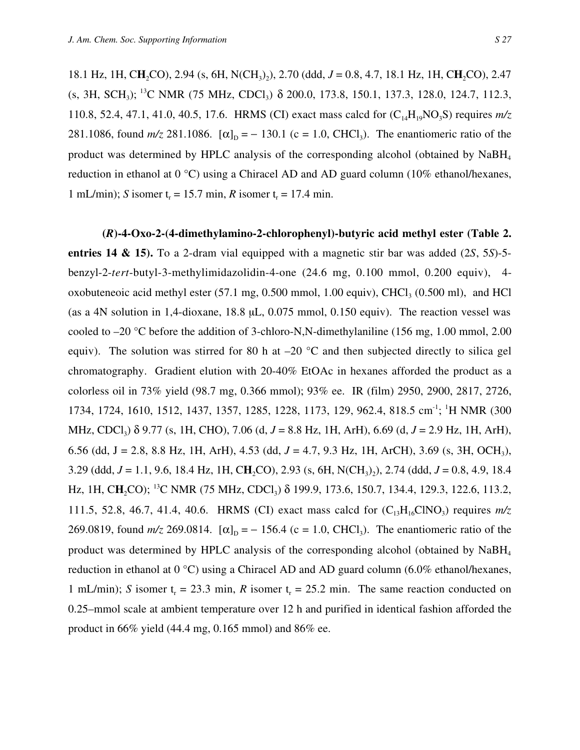18.1 Hz, 1H, C**H**$_2$CO), 2.94 (s, 6H, N(CH$_3$)$_2$), 2.70 (ddd, *J* = 0.8, 4.7, 18.1 Hz, 1H, C**H**$_2$CO), 2.47 (s, 3H, SCH$_3$); $^{13}$C NMR (75 MHz, CDCl$_3$) δ 200.0, 173.8, 150.1, 137.3, 128.0, 124.7, 112.3, 110.8, 52.4, 47.1, 41.0, 40.5, 17.6. HRMS (CI) exact mass calcd for ($C_{14}H_{19}NO_3S$) requires *m/z* 281.1086, found *m/z* 281.1086. $[\alpha]_D$ = − 130.1 (c = 1.0, CHCl$_3$). The enantiomeric ratio of the product was determined by HPLC analysis of the corresponding alcohol (obtained by NaBH$_4$ reduction in ethanol at 0 °C) using a Chiracel AD and AD guard column (10% ethanol/hexanes, 1 mL/min); *S* isomer $t_r$ = 15.7 min, *R* isomer $t_r$ = 17.4 min.

**(*R*)-4-Oxo-2-(4-dimethylamino-2-chlorophenyl)-butyric acid methyl ester (Table 2. entries 14 & 15).** To a 2-dram vial equipped with a magnetic stir bar was added (2*S*, 5*S*)-5-benzyl-2-*tert*-butyl-3-methylimidazolidin-4-one (24.6 mg, 0.100 mmol, 0.200 equiv), 4-oxobuteneoic acid methyl ester (57.1 mg, 0.500 mmol, 1.00 equiv), CHCl$_3$ (0.500 ml), and HCl (as a 4N solution in 1,4-dioxane, 18.8 μL, 0.075 mmol, 0.150 equiv). The reaction vessel was cooled to –20 °C before the addition of 3-chloro-N,N-dimethylaniline (156 mg, 1.00 mmol, 2.00 equiv). The solution was stirred for 80 h at –20 °C and then subjected directly to silica gel chromatography. Gradient elution with 20-40% EtOAc in hexanes afforded the product as a colorless oil in 73% yield (98.7 mg, 0.366 mmol); 93% ee. IR (film) 2950, 2900, 2817, 2726, 1734, 1724, 1610, 1512, 1437, 1357, 1285, 1228, 1173, 129, 962.4, 818.5 cm$^{-1}$; $^1$H NMR (300 MHz, CDCl$_3$) δ 9.77 (s, 1H, CHO), 7.06 (d, *J* = 8.8 Hz, 1H, ArH), 6.69 (d, *J* = 2.9 Hz, 1H, ArH), 6.56 (dd, J = 2.8, 8.8 Hz, 1H, ArH), 4.53 (dd, *J* = 4.7, 9.3 Hz, 1H, ArCH), 3.69 (s, 3H, OCH$_3$), 3.29 (ddd, *J* = 1.1, 9.6, 18.4 Hz, 1H, C**H**$_2$CO), 2.93 (s, 6H, N(CH$_3$)$_2$), 2.74 (ddd, *J* = 0.8, 4.9, 18.4 Hz, 1H, C**H**$_2$CO); $^{13}$C NMR (75 MHz, CDCl$_3$) δ 199.9, 173.6, 150.7, 134.4, 129.3, 122.6, 113.2, 111.5, 52.8, 46.7, 41.4, 40.6. HRMS (CI) exact mass calcd for ($C_{13}H_{16}ClNO_3$) requires *m/z* 269.0819, found *m/z* 269.0814. $[\alpha]_D$ = − 156.4 (c = 1.0, CHCl$_3$). The enantiomeric ratio of the product was determined by HPLC analysis of the corresponding alcohol (obtained by NaBH$_4$ reduction in ethanol at 0 °C) using a Chiracel AD and AD guard column (6.0% ethanol/hexanes, 1 mL/min); *S* isomer $t_r$ = 23.3 min, *R* isomer $t_r$ = 25.2 min. The same reaction conducted on 0.25–mmol scale at ambient temperature over 12 h and purified in identical fashion afforded the product in 66% yield (44.4 mg, 0.165 mmol) and 86% ee.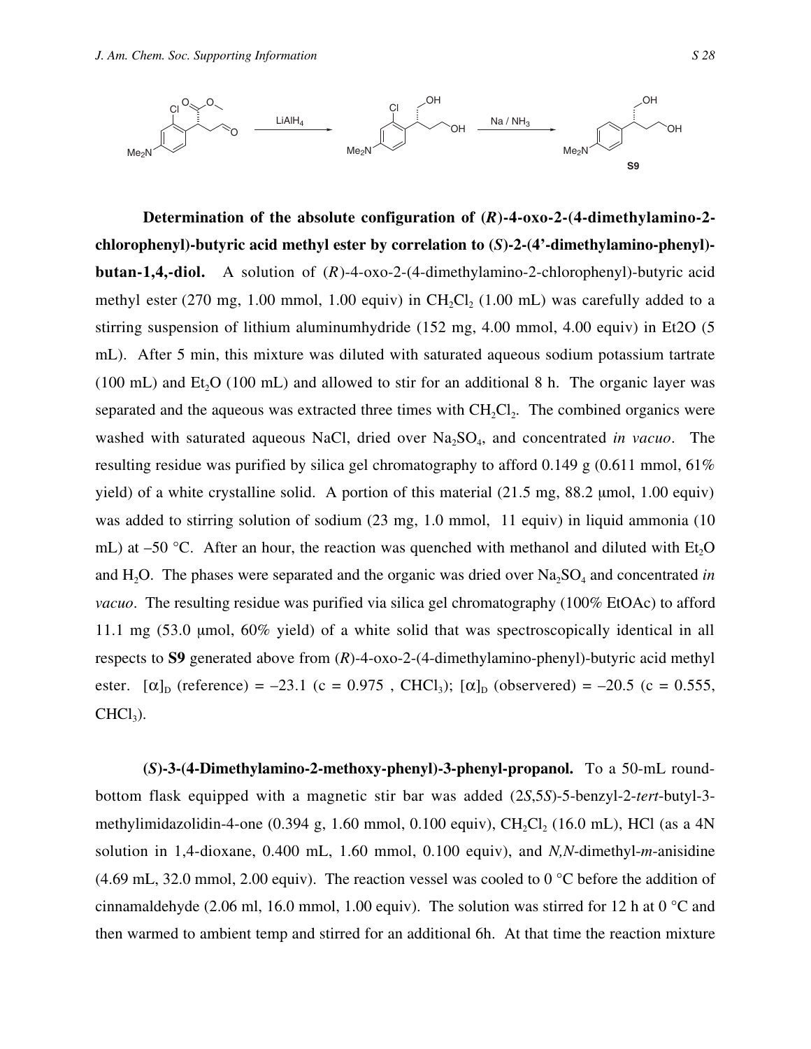**Determination of the absolute configuration of (*R*)-4-oxo-2-(4-dimethylamino-2-chlorophenyl)-butyric acid methyl ester by correlation to (*S*)-2-(4'-dimethylamino-phenyl)-butan-1,4,-diol.** A solution of (*R*)-4-oxo-2-(4-dimethylamino-2-chlorophenyl)-butyric acid methyl ester (270 mg, 1.00 mmol, 1.00 equiv) in $CH_2Cl_2$ (1.00 mL) was carefully added to a stirring suspension of lithium aluminumhydride (152 mg, 4.00 mmol, 4.00 equiv) in Et2O (5 mL). After 5 min, this mixture was diluted with saturated aqueous sodium potassium tartrate (100 mL) and $Et_2O$ (100 mL) and allowed to stir for an additional 8 h. The organic layer was separated and the aqueous was extracted three times with $CH_2Cl_2$. The combined organics were washed with saturated aqueous NaCl, dried over $Na_2SO_4$, and concentrated *in vacuo*. The resulting residue was purified by silica gel chromatography to afford 0.149 g (0.611 mmol, 61% yield) of a white crystalline solid. A portion of this material (21.5 mg, 88.2 μmol, 1.00 equiv) was added to stirring solution of sodium (23 mg, 1.0 mmol, 11 equiv) in liquid ammonia (10 mL) at –50 °C. After an hour, the reaction was quenched with methanol and diluted with $Et_2O$ and $H_2O$. The phases were separated and the organic was dried over $Na_2SO_4$ and concentrated *in vacuo*. The resulting residue was purified via silica gel chromatography (100% EtOAc) to afford 11.1 mg (53.0 μmol, 60% yield) of a white solid that was spectroscopically identical in all respects to **S9** generated above from (*R*)-4-oxo-2-(4-dimethylamino-phenyl)-butyric acid methyl ester. $[\alpha]_D$ (reference) = –23.1 (c = 0.975 , $CHCl_3$); $[\alpha]_D$ (observered) = –20.5 (c = 0.555, $CHCl_3$).

**(*S*)-3-(4-Dimethylamino-2-methoxy-phenyl)-3-phenyl-propanol.** To a 50-mL round-bottom flask equipped with a magnetic stir bar was added (2*S*,5*S*)-5-benzyl-2-*tert*-butyl-3-methylimidazolidin-4-one (0.394 g, 1.60 mmol, 0.100 equiv), $CH_2Cl_2$ (16.0 mL), HCl (as a 4N solution in 1,4-dioxane, 0.400 mL, 1.60 mmol, 0.100 equiv), and *N,N*-dimethyl-*m*-anisidine (4.69 mL, 32.0 mmol, 2.00 equiv). The reaction vessel was cooled to 0 °C before the addition of cinnamaldehyde (2.06 ml, 16.0 mmol, 1.00 equiv). The solution was stirred for 12 h at 0 °C and then warmed to ambient temp and stirred for an additional 6h. At that time the reaction mixture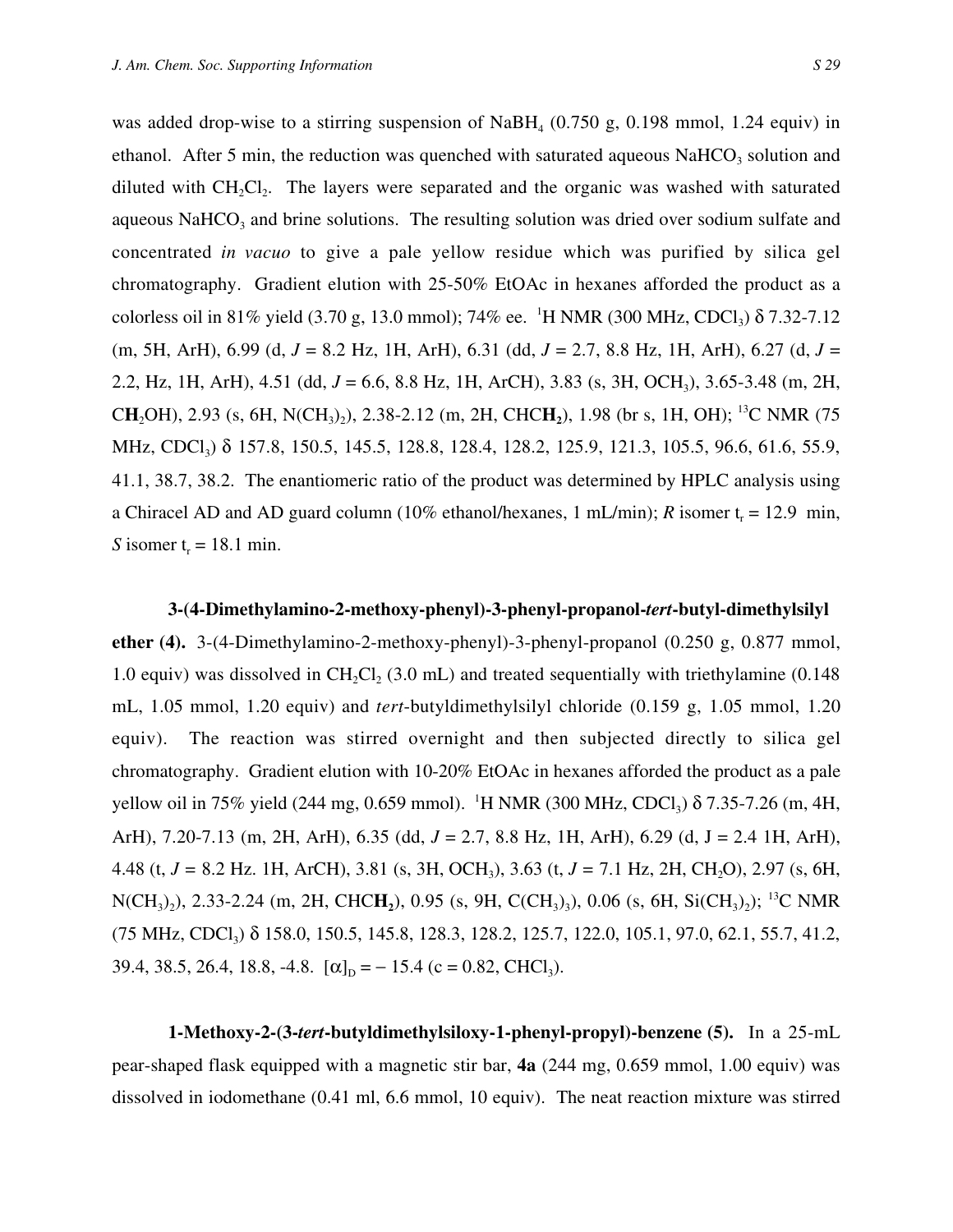was added drop-wise to a stirring suspension of $NaBH_4$ (0.750 g, 0.198 mmol, 1.24 equiv) in ethanol. After 5 min, the reduction was quenched with saturated aqueous $NaHCO_3$ solution and diluted with $CH_2Cl_2$. The layers were separated and the organic was washed with saturated aqueous $NaHCO_3$ and brine solutions. The resulting solution was dried over sodium sulfate and concentrated *in vacuo* to give a pale yellow residue which was purified by silica gel chromatography. Gradient elution with 25-50% EtOAc in hexanes afforded the product as a colorless oil in 81% yield (3.70 g, 13.0 mmol); 74% ee. $^1$H NMR (300 MHz, $CDCl_3$) δ 7.32-7.12 (m, 5H, ArH), 6.99 (d, $J$ = 8.2 Hz, 1H, ArH), 6.31 (dd, $J$ = 2.7, 8.8 Hz, 1H, ArH), 6.27 (d, $J$ = 2.2, Hz, 1H, ArH), 4.51 (dd, $J$ = 6.6, 8.8 Hz, 1H, ArCH), 3.83 (s, 3H, $OCH_3$), 3.65-3.48 (m, 2H, C**H**$_2$OH), 2.93 (s, 6H, $N(CH_3)_2$), 2.38-2.12 (m, 2H, CHC**H**$_2$), 1.98 (br s, 1H, OH); $^{13}$C NMR (75 MHz, $CDCl_3$) δ 157.8, 150.5, 145.5, 128.8, 128.4, 128.2, 125.9, 121.3, 105.5, 96.6, 61.6, 55.9, 41.1, 38.7, 38.2. The enantiomeric ratio of the product was determined by HPLC analysis using a Chiracel AD and AD guard column (10% ethanol/hexanes, 1 mL/min); *R* isomer $t_r$ = 12.9 min, *S* isomer $t_r$ = 18.1 min.

**3-(4-Dimethylamino-2-methoxy-phenyl)-3-phenyl-propanol-*tert*-butyl-dimethylsilyl ether (4).** 3-(4-Dimethylamino-2-methoxy-phenyl)-3-phenyl-propanol (0.250 g, 0.877 mmol, 1.0 equiv) was dissolved in $CH_2Cl_2$ (3.0 mL) and treated sequentially with triethylamine (0.148 mL, 1.05 mmol, 1.20 equiv) and *tert*-butyldimethylsilyl chloride (0.159 g, 1.05 mmol, 1.20 equiv). The reaction was stirred overnight and then subjected directly to silica gel chromatography. Gradient elution with 10-20% EtOAc in hexanes afforded the product as a pale yellow oil in 75% yield (244 mg, 0.659 mmol). $^1$H NMR (300 MHz, $CDCl_3$) δ 7.35-7.26 (m, 4H, ArH), 7.20-7.13 (m, 2H, ArH), 6.35 (dd, $J$ = 2.7, 8.8 Hz, 1H, ArH), 6.29 (d, J = 2.4 1H, ArH), 4.48 (t, $J$ = 8.2 Hz. 1H, ArCH), 3.81 (s, 3H, $OCH_3$), 3.63 (t, $J$ = 7.1 Hz, 2H, $CH_2O$), 2.97 (s, 6H, $N(CH_3)_2$), 2.33-2.24 (m, 2H, CHC**H**$_2$), 0.95 (s, 9H, $C(CH_3)_3$), 0.06 (s, 6H, $Si(CH_3)_2$); $^{13}$C NMR (75 MHz, $CDCl_3$) δ 158.0, 150.5, 145.8, 128.3, 128.2, 125.7, 122.0, 105.1, 97.0, 62.1, 55.7, 41.2, 39.4, 38.5, 26.4, 18.8, -4.8. $[\alpha]_D = -15.4$ (c = 0.82, $CHCl_3$).

**1-Methoxy-2-(3-*tert*-butyldimethylsiloxy-1-phenyl-propyl)-benzene (5).** In a 25-mL pear-shaped flask equipped with a magnetic stir bar, **4a** (244 mg, 0.659 mmol, 1.00 equiv) was dissolved in iodomethane (0.41 ml, 6.6 mmol, 10 equiv). The neat reaction mixture was stirred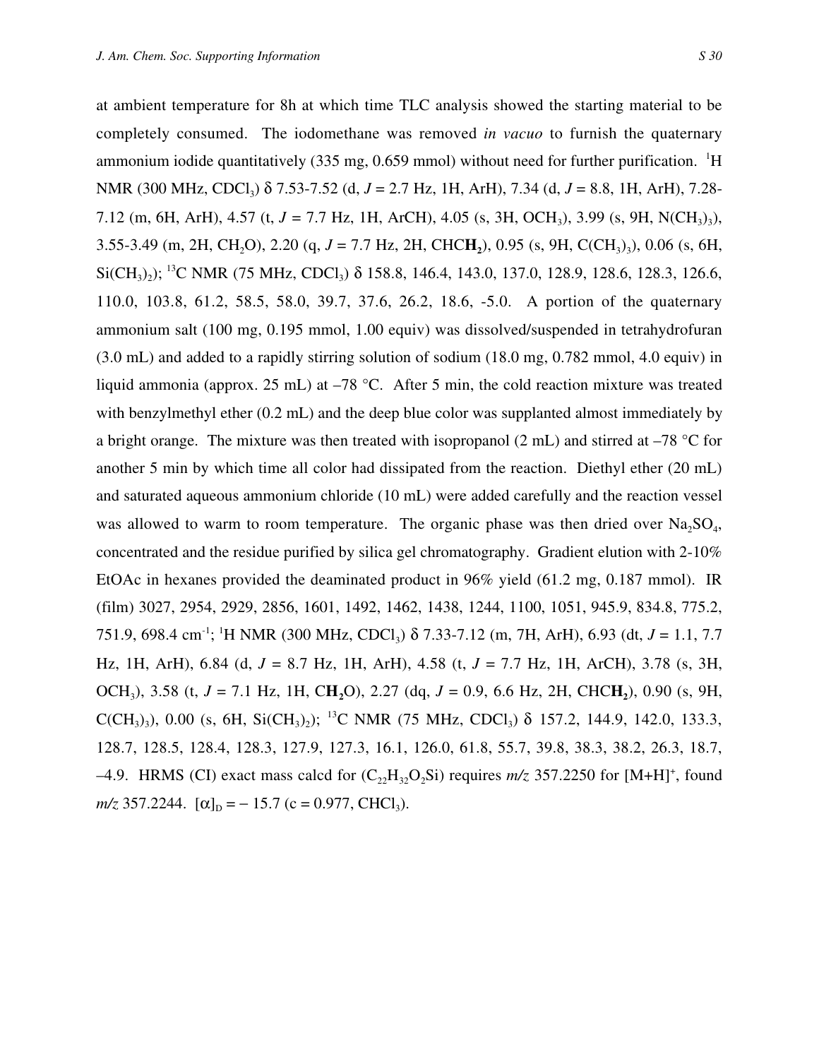at ambient temperature for 8h at which time TLC analysis showed the starting material to be completely consumed. The iodomethane was removed *in vacuo* to furnish the quaternary ammonium iodide quantitatively (335 mg, 0.659 mmol) without need for further purification. $^{1}$H NMR (300 MHz, $CDCl_3$) δ 7.53-7.52 (d, *J* = 2.7 Hz, 1H, ArH), 7.34 (d, *J* = 8.8, 1H, ArH), 7.28-7.12 (m, 6H, ArH), 4.57 (t, *J* = 7.7 Hz, 1H, ArCH), 4.05 (s, 3H, $OCH_3$), 3.99 (s, 9H, $N(CH_3)_3$), 3.55-3.49 (m, 2H, $CH_2O$), 2.20 (q, *J* = 7.7 Hz, 2H, CHC**$H_2$**), 0.95 (s, 9H, $C(CH_3)_3$), 0.06 (s, 6H, $Si(CH_3)_2$); $^{13}$C NMR (75 MHz, $CDCl_3$) δ 158.8, 146.4, 143.0, 137.0, 128.9, 128.6, 128.3, 126.6, 110.0, 103.8, 61.2, 58.5, 58.0, 39.7, 37.6, 26.2, 18.6, -5.0. A portion of the quaternary ammonium salt (100 mg, 0.195 mmol, 1.00 equiv) was dissolved/suspended in tetrahydrofuran (3.0 mL) and added to a rapidly stirring solution of sodium (18.0 mg, 0.782 mmol, 4.0 equiv) in liquid ammonia (approx. 25 mL) at –78 °C. After 5 min, the cold reaction mixture was treated with benzylmethyl ether (0.2 mL) and the deep blue color was supplanted almost immediately by a bright orange. The mixture was then treated with isopropanol (2 mL) and stirred at –78 °C for another 5 min by which time all color had dissipated from the reaction. Diethyl ether (20 mL) and saturated aqueous ammonium chloride (10 mL) were added carefully and the reaction vessel was allowed to warm to room temperature. The organic phase was then dried over $Na_2SO_4$, concentrated and the residue purified by silica gel chromatography. Gradient elution with 2-10% EtOAc in hexanes provided the deaminated product in 96% yield (61.2 mg, 0.187 mmol). IR (film) 3027, 2954, 2929, 2856, 1601, 1492, 1462, 1438, 1244, 1100, 1051, 945.9, 834.8, 775.2, 751.9, 698.4 cm$^{-1}$; $^{1}$H NMR (300 MHz, $CDCl_3$) δ 7.33-7.12 (m, 7H, ArH), 6.93 (dt, *J* = 1.1, 7.7 Hz, 1H, ArH), 6.84 (d, *J* = 8.7 Hz, 1H, ArH), 4.58 (t, *J* = 7.7 Hz, 1H, ArCH), 3.78 (s, 3H, $OCH_3$), 3.58 (t, *J* = 7.1 Hz, 1H, C**$H_2$**O), 2.27 (dq, *J* = 0.9, 6.6 Hz, 2H, CHC**$H_2$**), 0.90 (s, 9H, $C(CH_3)_3$), 0.00 (s, 6H, $Si(CH_3)_2$); $^{13}$C NMR (75 MHz, $CDCl_3$) δ 157.2, 144.9, 142.0, 133.3, 128.7, 128.5, 128.4, 128.3, 127.9, 127.3, 16.1, 126.0, 61.8, 55.7, 39.8, 38.3, 38.2, 26.3, 18.7, –4.9. HRMS (CI) exact mass calcd for ($C_{22}H_{32}O_2Si$) requires *m/z* 357.2250 for $[M+H]^+$, found *m/z* 357.2244. $[\alpha]_D$ = – 15.7 (c = 0.977, $CHCl_3$).